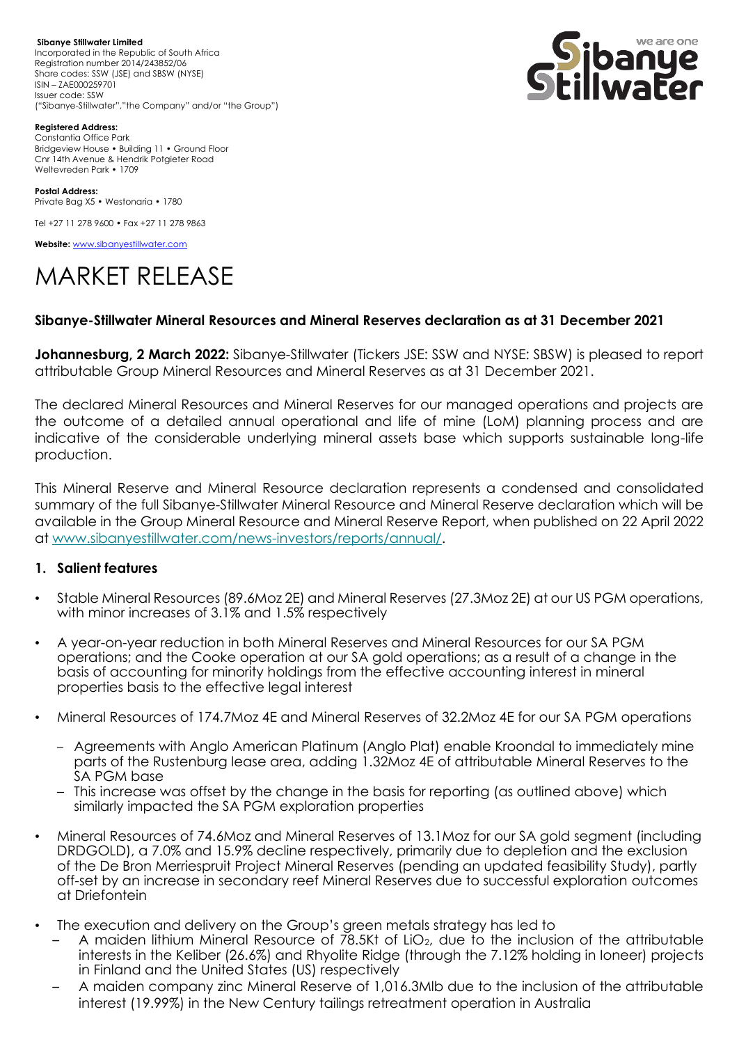**Sibanye Stillwater Limited**
Incorporated in the Republic of South Africa
Registration number 2014/243852/06
Share codes: SSW (JSE) and SBSW (NYSE)
ISIN – ZAE000259701
Issuer code: SSW
("Sibanye-Stillwater","the Company" and/or "the Group")

**Registered Address:**
Constantia Office Park
Bridgeview House • Building 11 • Ground Floor
Cnr 14th Avenue & Hendrik Potgieter Road
Weltevreden Park • 1709

**Postal Address:**
Private Bag X5 • Westonaria • 1780

Tel +27 11 278 9600 • Fax +27 11 278 9863

**Website:** www.sibanyestillwater.com

# MARKET RELEASE

## Sibanye-Stillwater Mineral Resources and Mineral Reserves declaration as at 31 December 2021

**Johannesburg, 2 March 2022:** Sibanye-Stillwater (Tickers JSE: SSW and NYSE: SBSW) is pleased to report attributable Group Mineral Resources and Mineral Reserves as at 31 December 2021.

The declared Mineral Resources and Mineral Reserves for our managed operations and projects are the outcome of a detailed annual operational and life of mine (LoM) planning process and are indicative of the considerable underlying mineral assets base which supports sustainable long-life production.

This Mineral Reserve and Mineral Resource declaration represents a condensed and consolidated summary of the full Sibanye-Stillwater Mineral Resource and Mineral Reserve declaration which will be available in the Group Mineral Resource and Mineral Reserve Report, when published on 22 April 2022 at www.sibanyestillwater.com/news-investors/reports/annual/.

### 1. Salient features

- Stable Mineral Resources (89.6Moz 2E) and Mineral Reserves (27.3Moz 2E) at our US PGM operations, with minor increases of 3.1% and 1.5% respectively
- A year-on-year reduction in both Mineral Reserves and Mineral Resources for our SA PGM operations; and the Cooke operation at our SA gold operations; as a result of a change in the basis of accounting for minority holdings from the effective accounting interest in mineral properties basis to the effective legal interest
- Mineral Resources of 174.7Moz 4E and Mineral Reserves of 32.2Moz 4E for our SA PGM operations
  - Agreements with Anglo American Platinum (Anglo Plat) enable Kroondal to immediately mine parts of the Rustenburg lease area, adding 1.32Moz 4E of attributable Mineral Reserves to the SA PGM base
  - This increase was offset by the change in the basis for reporting (as outlined above) which similarly impacted the SA PGM exploration properties
- Mineral Resources of 74.6Moz and Mineral Reserves of 13.1Moz for our SA gold segment (including DRDGOLD), a 7.0% and 15.9% decline respectively, primarily due to depletion and the exclusion of the De Bron Merriespruit Project Mineral Reserves (pending an updated feasibility Study), partly off-set by an increase in secondary reef Mineral Reserves due to successful exploration outcomes at Driefontein
- The execution and delivery on the Group's green metals strategy has led to
  - A maiden lithium Mineral Resource of 78.5Kt of $LiO_2$, due to the inclusion of the attributable interests in the Keliber (26.6%) and Rhyolite Ridge (through the 7.12% holding in Ioneer) projects in Finland and the United States (US) respectively
  - A maiden company zinc Mineral Reserve of 1,016.3Mlb due to the inclusion of the attributable interest (19.99%) in the New Century tailings retreatment operation in Australia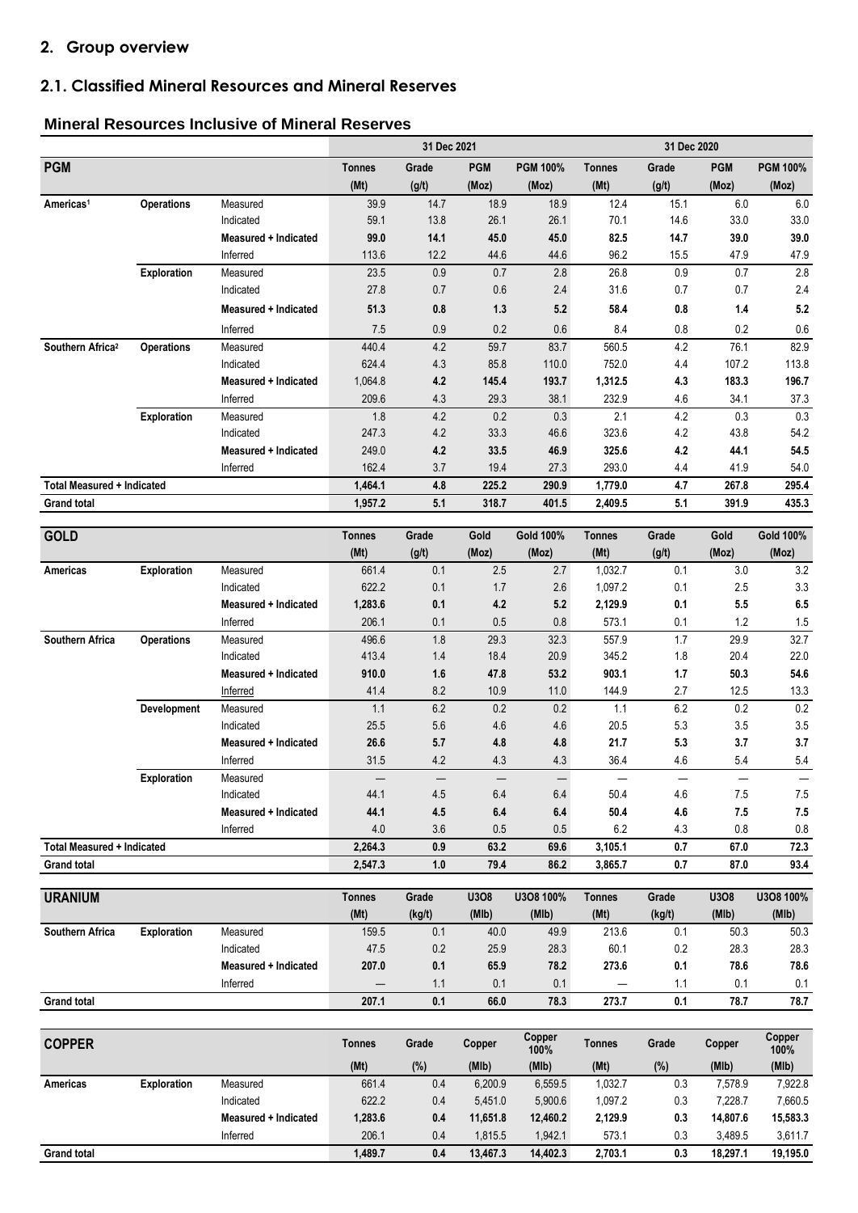## 2. Group overview

### 2.1. Classified Mineral Resources and Mineral Reserves

#### Mineral Resources Inclusive of Mineral Reserves

| | | | 31 Dec 2021 | | | | 31 Dec 2020 | | | |
|---|---|---|---|---|---|---|---|---|---|---|
| **PGM** | | | **Tonnes (Mt)** | **Grade (g/t)** | **PGM (Moz)** | **PGM 100% (Moz)** | **Tonnes (Mt)** | **Grade (g/t)** | **PGM (Moz)** | **PGM 100% (Moz)** |
| **Americas[1]** | **Operations** | Measured | 39.9 | 14.7 | 18.9 | 18.9 | 12.4 | 15.1 | 6.0 | 6.0 |
| | | Indicated | 59.1 | 13.8 | 26.1 | 26.1 | 70.1 | 14.6 | 33.0 | 33.0 |
| | | **Measured + Indicated** | **99.0** | **14.1** | **45.0** | **45.0** | **82.5** | **14.7** | **39.0** | **39.0** |
| | | Inferred | 113.6 | 12.2 | 44.6 | 44.6 | 96.2 | 15.5 | 47.9 | 47.9 |
| | **Exploration** | Measured | 23.5 | 0.9 | 0.7 | 2.8 | 26.8 | 0.9 | 0.7 | 2.8 |
| | | Indicated | 27.8 | 0.7 | 0.6 | 2.4 | 31.6 | 0.7 | 0.7 | 2.4 |
| | | **Measured + Indicated** | **51.3** | **0.8** | **1.3** | **5.2** | **58.4** | **0.8** | **1.4** | **5.2** |
| | | Inferred | 7.5 | 0.9 | 0.2 | 0.6 | 8.4 | 0.8 | 0.2 | 0.6 |
| **Southern Africa[2]** | **Operations** | Measured | 440.4 | 4.2 | 59.7 | 83.7 | 560.5 | 4.2 | 76.1 | 82.9 |
| | | Indicated | 624.4 | 4.3 | 85.8 | 110.0 | 752.0 | 4.4 | 107.2 | 113.8 |
| | | **Measured + Indicated** | **1,064.8** | **4.2** | **145.4** | **193.7** | **1,312.5** | **4.3** | **183.3** | **196.7** |
| | | Inferred | 209.6 | 4.3 | 29.3 | 38.1 | 232.9 | 4.6 | 34.1 | 37.3 |
| | **Exploration** | Measured | 1.8 | 4.2 | 0.2 | 0.3 | 2.1 | 4.2 | 0.3 | 0.3 |
| | | Indicated | 247.3 | 4.2 | 33.3 | 46.6 | 323.6 | 4.2 | 43.8 | 54.2 |
| | | **Measured + Indicated** | **249.0** | **4.2** | **33.5** | **46.9** | **325.6** | **4.2** | **44.1** | **54.5** |
| | | Inferred | 162.4 | 3.7 | 19.4 | 27.3 | 293.0 | 4.4 | 41.9 | 54.0 |
| **Total Measured + Indicated** | | | **1,464.1** | **4.8** | **225.2** | **290.9** | **1,779.0** | **4.7** | **267.8** | **295.4** |
| **Grand total** | | | **1,957.2** | **5.1** | **318.7** | **401.5** | **2,409.5** | **5.1** | **391.9** | **435.3** |

| **GOLD** | | | **Tonnes (Mt)** | **Grade (g/t)** | **Gold (Moz)** | **Gold 100% (Moz)** | **Tonnes (Mt)** | **Grade (g/t)** | **Gold (Moz)** | **Gold 100% (Moz)** |
|---|---|---|---|---|---|---|---|---|---|---|
| **Americas** | **Exploration** | Measured | 661.4 | 0.1 | 2.5 | 2.7 | 1,032.7 | 0.1 | 3.0 | 3.2 |
| | | Indicated | 622.2 | 0.1 | 1.7 | 2.6 | 1,097.2 | 0.1 | 2.5 | 3.3 |
| | | **Measured + Indicated** | **1,283.6** | **0.1** | **4.2** | **5.2** | **2,129.9** | **0.1** | **5.5** | **6.5** |
| | | Inferred | 206.1 | 0.1 | 0.5 | 0.8 | 573.1 | 0.1 | 1.2 | 1.5 |
| **Southern Africa** | **Operations** | Measured | 496.6 | 1.8 | 29.3 | 32.3 | 557.9 | 1.7 | 29.9 | 32.7 |
| | | Indicated | 413.4 | 1.4 | 18.4 | 20.9 | 345.2 | 1.8 | 20.4 | 22.0 |
| | | **Measured + Indicated** | **910.0** | **1.6** | **47.8** | **53.2** | **903.1** | **1.7** | **50.3** | **54.6** |
| | | Inferred | 41.4 | 8.2 | 10.9 | 11.0 | 144.9 | 2.7 | 12.5 | 13.3 |
| | **Development** | Measured | 1.1 | 6.2 | 0.2 | 0.2 | 1.1 | 6.2 | 0.2 | 0.2 |
| | | Indicated | 25.5 | 5.6 | 4.6 | 4.6 | 20.5 | 5.3 | 3.5 | 3.5 |
| | | **Measured + Indicated** | **26.6** | **5.7** | **4.8** | **4.8** | **21.7** | **5.3** | **3.7** | **3.7** |
| | | Inferred | 31.5 | 4.2 | 4.3 | 4.3 | 36.4 | 4.6 | 5.4 | 5.4 |
| | **Exploration** | Measured | — | — | — | — | — | — | — | — |
| | | Indicated | 44.1 | 4.5 | 6.4 | 6.4 | 50.4 | 4.6 | 7.5 | 7.5 |
| | | **Measured + Indicated** | **44.1** | **4.5** | **6.4** | **6.4** | **50.4** | **4.6** | **7.5** | **7.5** |
| | | Inferred | 4.0 | 3.6 | 0.5 | 0.5 | 6.2 | 4.3 | 0.8 | 0.8 |
| **Total Measured + Indicated** | | | **2,264.3** | **0.9** | **63.2** | **69.6** | **3,105.1** | **0.7** | **67.0** | **72.3** |
| **Grand total** | | | **2,547.3** | **1.0** | **79.4** | **86.2** | **3,865.7** | **0.7** | **87.0** | **93.4** |

| **URANIUM** | | | **Tonnes (Mt)** | **Grade (kg/t)** | **U3O8 (Mlb)** | **U3O8 100% (Mlb)** | **Tonnes (Mt)** | **Grade (kg/t)** | **U3O8 (Mlb)** | **U3O8 100% (Mlb)** |
|---|---|---|---|---|---|---|---|---|---|---|
| **Southern Africa** | **Exploration** | Measured | 159.5 | 0.1 | 40.0 | 49.9 | 213.6 | 0.1 | 50.3 | 50.3 |
| | | Indicated | 47.5 | 0.2 | 25.9 | 28.3 | 60.1 | 0.2 | 28.3 | 28.3 |
| | | **Measured + Indicated** | **207.0** | **0.1** | **65.9** | **78.2** | **273.6** | **0.1** | **78.6** | **78.6** |
| | | Inferred | — | 1.1 | 0.1 | 0.1 | — | 1.1 | 0.1 | 0.1 |
| **Grand total** | | | **207.1** | **0.1** | **66.0** | **78.3** | **273.7** | **0.1** | **78.7** | **78.7** |

| **COPPER** | | | **Tonnes (Mt)** | **Grade (%)** | **Copper (Mlb)** | **Copper 100% (Mlb)** | **Tonnes (Mt)** | **Grade (%)** | **Copper (Mlb)** | **Copper 100% (Mlb)** |
|---|---|---|---|---|---|---|---|---|---|---|
| **Americas** | **Exploration** | Measured | 661.4 | 0.4 | 6,200.9 | 6,559.5 | 1,032.7 | 0.3 | 7,578.9 | 7,922.8 |
| | | Indicated | 622.2 | 0.4 | 5,451.0 | 5,900.6 | 1,097.2 | 0.3 | 7,228.7 | 7,660.5 |
| | | **Measured + Indicated** | **1,283.6** | **0.4** | **11,651.8** | **12,460.2** | **2,129.9** | **0.3** | **14,807.6** | **15,583.3** |
| | | Inferred | 206.1 | 0.4 | 1,815.5 | 1,942.1 | 573.1 | 0.3 | 3,489.5 | 3,611.7 |
| **Grand total** | | | **1,489.7** | **0.4** | **13,467.3** | **14,402.3** | **2,703.1** | **0.3** | **18,297.1** | **19,195.0** |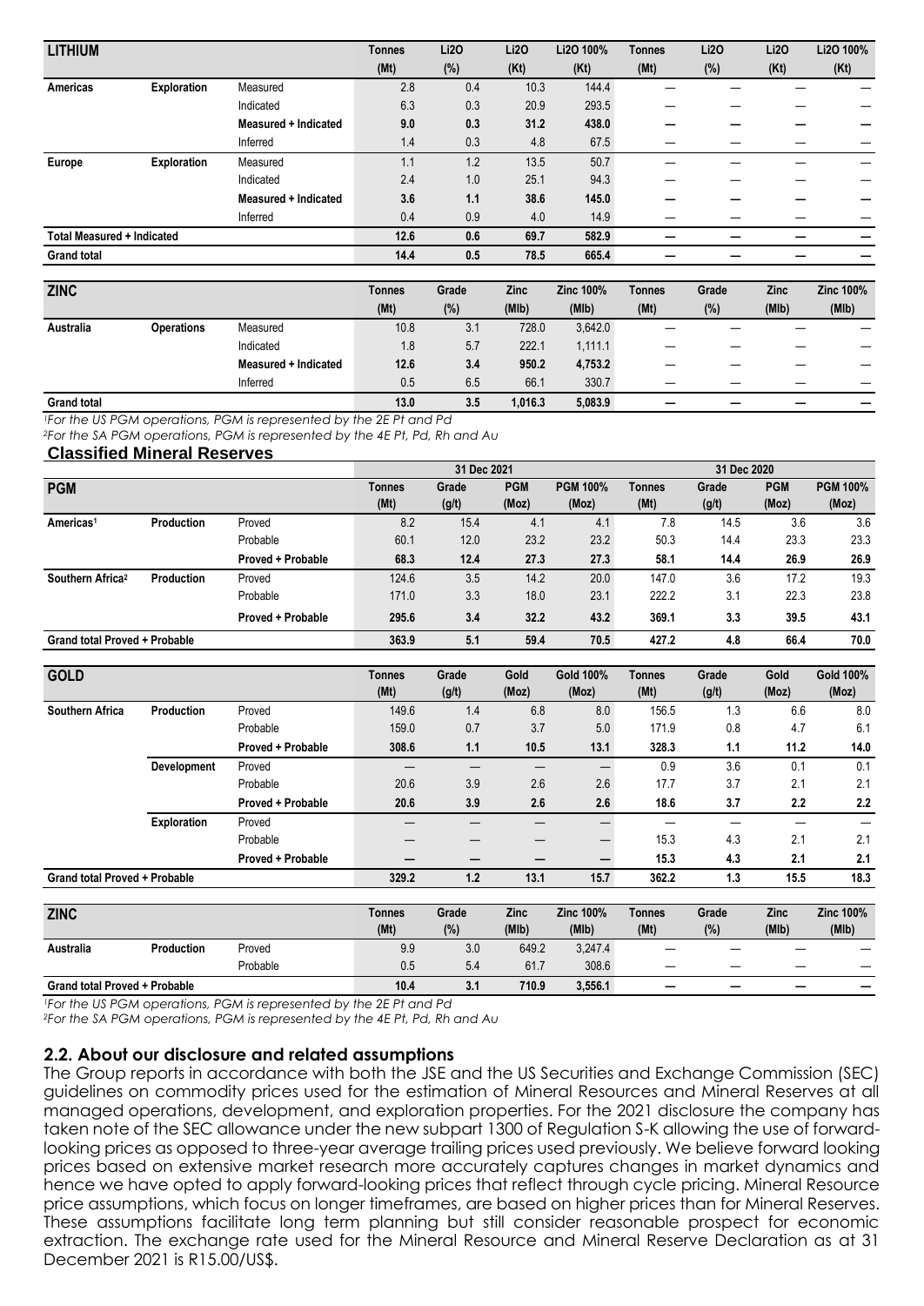| LITHIUM | | | Tonnes (Mt) | Li2O (%) | Li2O (Kt) | Li2O 100% (Kt) | Tonnes (Mt) | Li2O (%) | Li2O (Kt) | Li2O 100% (Kt) |
|---|---|---|---|---|---|---|---|---|---|---|
| Americas | Exploration | Measured | 2.8 | 0.4 | 10.3 | 144.4 | — | — | — | — |
| | | Indicated | 6.3 | 0.3 | 20.9 | 293.5 | — | — | — | — |
| | | **Measured + Indicated** | **9.0** | **0.3** | **31.2** | **438.0** | **—** | **—** | **—** | **—** |
| | | Inferred | 1.4 | 0.3 | 4.8 | 67.5 | — | — | — | — |
| Europe | Exploration | Measured | 1.1 | 1.2 | 13.5 | 50.7 | — | — | — | — |
| | | Indicated | 2.4 | 1.0 | 25.1 | 94.3 | — | — | — | — |
| | | **Measured + Indicated** | **3.6** | **1.1** | **38.6** | **145.0** | **—** | **—** | **—** | **—** |
| | | Inferred | 0.4 | 0.9 | 4.0 | 14.9 | — | — | — | — |
| **Total Measured + Indicated** | | | **12.6** | **0.6** | **69.7** | **582.9** | **—** | **—** | **—** | **—** |
| **Grand total** | | | **14.4** | **0.5** | **78.5** | **665.4** | **—** | **—** | **—** | **—** |

| ZINC | | | Tonnes (Mt) | Grade (%) | Zinc (Mlb) | Zinc 100% (Mlb) | Tonnes (Mt) | Grade (%) | Zinc (Mlb) | Zinc 100% (Mlb) |
|---|---|---|---|---|---|---|---|---|---|---|
| Australia | Operations | Measured | 10.8 | 3.1 | 728.0 | 3,642.0 | — | — | — | — |
| | | Indicated | 1.8 | 5.7 | 222.1 | 1,111.1 | — | — | — | — |
| | | **Measured + Indicated** | **12.6** | **3.4** | **950.2** | **4,753.2** | **—** | **—** | **—** | **—** |
| | | Inferred | 0.5 | 6.5 | 66.1 | 330.7 | — | — | — | — |
| **Grand total** | | | **13.0** | **3.5** | **1,016.3** | **5,083.9** | **—** | **—** | **—** | **—** |

*[1]For the US PGM operations, PGM is represented by the 2E Pt and Pd*

*[2]For the SA PGM operations, PGM is represented by the 4E Pt, Pd, Rh and Au*

### Classified Mineral Reserves

| | | | 31 Dec 2021 | | | | 31 Dec 2020 | | | |
|---|---|---|---|---|---|---|---|---|---|---|
| **PGM** | | | Tonnes (Mt) | Grade (g/t) | PGM (Moz) | PGM 100% (Moz) | Tonnes (Mt) | Grade (g/t) | PGM (Moz) | PGM 100% (Moz) |
| Americas[1] | Production | Proved | 8.2 | 15.4 | 4.1 | 4.1 | 7.8 | 14.5 | 3.6 | 3.6 |
| | | Probable | 60.1 | 12.0 | 23.2 | 23.2 | 50.3 | 14.4 | 23.3 | 23.3 |
| | | **Proved + Probable** | **68.3** | **12.4** | **27.3** | **27.3** | **58.1** | **14.4** | **26.9** | **26.9** |
| Southern Africa[2] | Production | Proved | 124.6 | 3.5 | 14.2 | 20.0 | 147.0 | 3.6 | 17.2 | 19.3 |
| | | Probable | 171.0 | 3.3 | 18.0 | 23.1 | 222.2 | 3.1 | 22.3 | 23.8 |
| | | **Proved + Probable** | **295.6** | **3.4** | **32.2** | **43.2** | **369.1** | **3.3** | **39.5** | **43.1** |
| **Grand total Proved + Probable** | | | **363.9** | **5.1** | **59.4** | **70.5** | **427.2** | **4.8** | **66.4** | **70.0** |

| GOLD | | | Tonnes (Mt) | Grade (g/t) | Gold (Moz) | Gold 100% (Moz) | Tonnes (Mt) | Grade (g/t) | Gold (Moz) | Gold 100% (Moz) |
|---|---|---|---|---|---|---|---|---|---|---|
| Southern Africa | Production | Proved | 149.6 | 1.4 | 6.8 | 8.0 | 156.5 | 1.3 | 6.6 | 8.0 |
| | | Probable | 159.0 | 0.7 | 3.7 | 5.0 | 171.9 | 0.8 | 4.7 | 6.1 |
| | | **Proved + Probable** | **308.6** | **1.1** | **10.5** | **13.1** | **328.3** | **1.1** | **11.2** | **14.0** |
| | Development | Proved | — | — | — | — | 0.9 | 3.6 | 0.1 | 0.1 |
| | | Probable | 20.6 | 3.9 | 2.6 | 2.6 | 17.7 | 3.7 | 2.1 | 2.1 |
| | | **Proved + Probable** | **20.6** | **3.9** | **2.6** | **2.6** | **18.6** | **3.7** | **2.2** | **2.2** |
| | Exploration | Proved | — | — | — | — | — | — | — | — |
| | | Probable | — | — | — | — | 15.3 | 4.3 | 2.1 | 2.1 |
| | | **Proved + Probable** | **—** | **—** | **—** | **—** | **15.3** | **4.3** | **2.1** | **2.1** |
| **Grand total Proved + Probable** | | | **329.2** | **1.2** | **13.1** | **15.7** | **362.2** | **1.3** | **15.5** | **18.3** |

| ZINC | | | Tonnes (Mt) | Grade (%) | Zinc (Mlb) | Zinc 100% (Mlb) | Tonnes (Mt) | Grade (%) | Zinc (Mlb) | Zinc 100% (Mlb) |
|---|---|---|---|---|---|---|---|---|---|---|
| Australia | Production | Proved | 9.9 | 3.0 | 649.2 | 3,247.4 | — | — | — | — |
| | | Probable | 0.5 | 5.4 | 61.7 | 308.6 | — | — | — | — |
| **Grand total Proved + Probable** | | | **10.4** | **3.1** | **710.9** | **3,556.1** | **—** | **—** | **—** | **—** |

*[1]For the US PGM operations, PGM is represented by the 2E Pt and Pd*

*[2]For the SA PGM operations, PGM is represented by the 4E Pt, Pd, Rh and Au*

## 2.2. About our disclosure and related assumptions

The Group reports in accordance with both the JSE and the US Securities and Exchange Commission (SEC) guidelines on commodity prices used for the estimation of Mineral Resources and Mineral Reserves at all managed operations, development, and exploration properties. For the 2021 disclosure the company has taken note of the SEC allowance under the new subpart 1300 of Regulation S-K allowing the use of forward-looking prices as opposed to three-year average trailing prices used previously. We believe forward looking prices based on extensive market research more accurately captures changes in market dynamics and hence we have opted to apply forward-looking prices that reflect through cycle pricing. Mineral Resource price assumptions, which focus on longer timeframes, are based on higher prices than for Mineral Reserves. These assumptions facilitate long term planning but still consider reasonable prospect for economic extraction. The exchange rate used for the Mineral Resource and Mineral Reserve Declaration as at 31 December 2021 is R15.00/US$.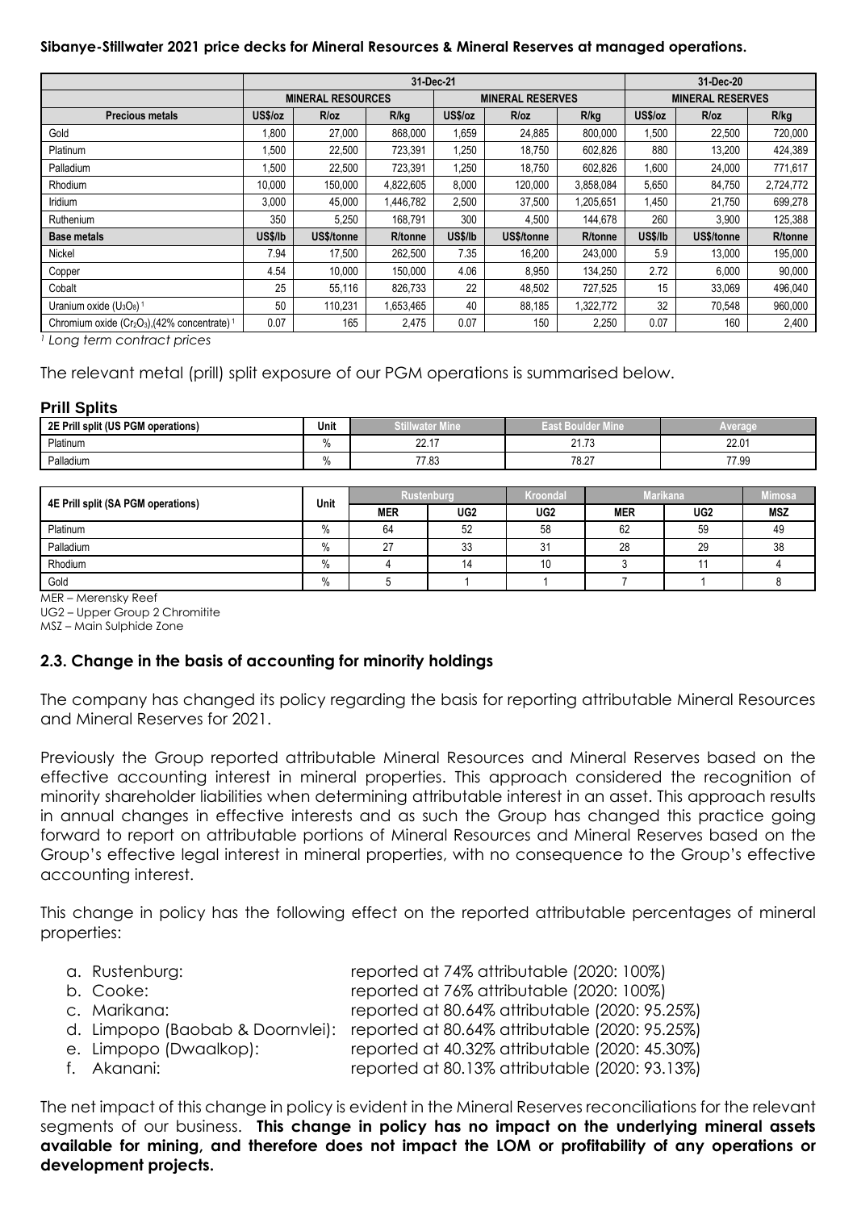**Sibanye-Stillwater 2021 price decks for Mineral Resources & Mineral Reserves at managed operations.**

| | 31-Dec-21 | | | | | | 31-Dec-20 | | |
|---|---|---|---|---|---|---|---|---|---|
| | MINERAL RESOURCES | | | MINERAL RESERVES | | | MINERAL RESERVES | | |
| **Precious metals** | **US$/oz** | **R/oz** | **R/kg** | **US$/oz** | **R/oz** | **R/kg** | **US$/oz** | **R/oz** | **R/kg** |
| Gold | 1,800 | 27,000 | 868,000 | 1,659 | 24,885 | 800,000 | 1,500 | 22,500 | 720,000 |
| Platinum | 1,500 | 22,500 | 723,391 | 1,250 | 18,750 | 602,826 | 880 | 13,200 | 424,389 |
| Palladium | 1,500 | 22,500 | 723,391 | 1,250 | 18,750 | 602,826 | 1,600 | 24,000 | 771,617 |
| Rhodium | 10,000 | 150,000 | 4,822,605 | 8,000 | 120,000 | 3,858,084 | 5,650 | 84,750 | 2,724,772 |
| Iridium | 3,000 | 45,000 | 1,446,782 | 2,500 | 37,500 | 1,205,651 | 1,450 | 21,750 | 699,278 |
| Ruthenium | 350 | 5,250 | 168,791 | 300 | 4,500 | 144,678 | 260 | 3,900 | 125,388 |
| **Base metals** | **US$/lb** | **US$/tonne** | **R/tonne** | **US$/lb** | **US$/tonne** | **R/tonne** | **US$/lb** | **US$/tonne** | **R/tonne** |
| Nickel | 7.94 | 17,500 | 262,500 | 7.35 | 16,200 | 243,000 | 5.9 | 13,000 | 195,000 |
| Copper | 4.54 | 10,000 | 150,000 | 4.06 | 8,950 | 134,250 | 2.72 | 6,000 | 90,000 |
| Cobalt | 25 | 55,116 | 826,733 | 22 | 48,502 | 727,525 | 15 | 33,069 | 496,040 |
| Uranium oxide ($U_3O_8$) [1] | 50 | 110,231 | 1,653,465 | 40 | 88,185 | 1,322,772 | 32 | 70,548 | 960,000 |
| Chromium oxide ($Cr_2O_3$),(42% concentrate) [1] | 0.07 | 165 | 2,475 | 0.07 | 150 | 2,250 | 0.07 | 160 | 2,400 |

[1] *Long term contract prices*

The relevant metal (prill) split exposure of our PGM operations is summarised below.

**Prill Splits**

| 2E Prill split (US PGM operations) | Unit | Stillwater Mine | East Boulder Mine | Average |
|---|---|---|---|---|
| Platinum | % | 22.17 | 21.73 | 22.01 |
| Palladium | % | 77.83 | 78.27 | 77.99 |

| 4E Prill split (SA PGM operations) | Unit | Rustenburg | | Kroondal | Marikana | | Mimosa |
|---|---|---|---|---|---|---|---|
| | | MER | UG2 | UG2 | MER | UG2 | MSZ |
| Platinum | % | 64 | 52 | 58 | 62 | 59 | 49 |
| Palladium | % | 27 | 33 | 31 | 28 | 29 | 38 |
| Rhodium | % | 4 | 14 | 10 | 3 | 11 | 4 |
| Gold | % | 5 | 1 | 1 | 7 | 1 | 8 |

MER – Merensky Reef
UG2 – Upper Group 2 Chromitite
MSZ – Main Sulphide Zone

## 2.3. Change in the basis of accounting for minority holdings

The company has changed its policy regarding the basis for reporting attributable Mineral Resources and Mineral Reserves for 2021.

Previously the Group reported attributable Mineral Resources and Mineral Reserves based on the effective accounting interest in mineral properties. This approach considered the recognition of minority shareholder liabilities when determining attributable interest in an asset. This approach results in annual changes in effective interests and as such the Group has changed this practice going forward to report on attributable portions of Mineral Resources and Mineral Reserves based on the Group's effective legal interest in mineral properties, with no consequence to the Group's effective accounting interest.

This change in policy has the following effect on the reported attributable percentages of mineral properties:

a. Rustenburg: reported at 74% attributable (2020: 100%)
b. Cooke: reported at 76% attributable (2020: 100%)
c. Marikana: reported at 80.64% attributable (2020: 95.25%)
d. Limpopo (Baobab & Doornvlei): reported at 80.64% attributable (2020: 95.25%)
e. Limpopo (Dwaalkop): reported at 40.32% attributable (2020: 45.30%)
f. Akanani: reported at 80.13% attributable (2020: 93.13%)

The net impact of this change in policy is evident in the Mineral Reserves reconciliations for the relevant segments of our business. **This change in policy has no impact on the underlying mineral assets available for mining, and therefore does not impact the LOM or profitability of any operations or development projects.**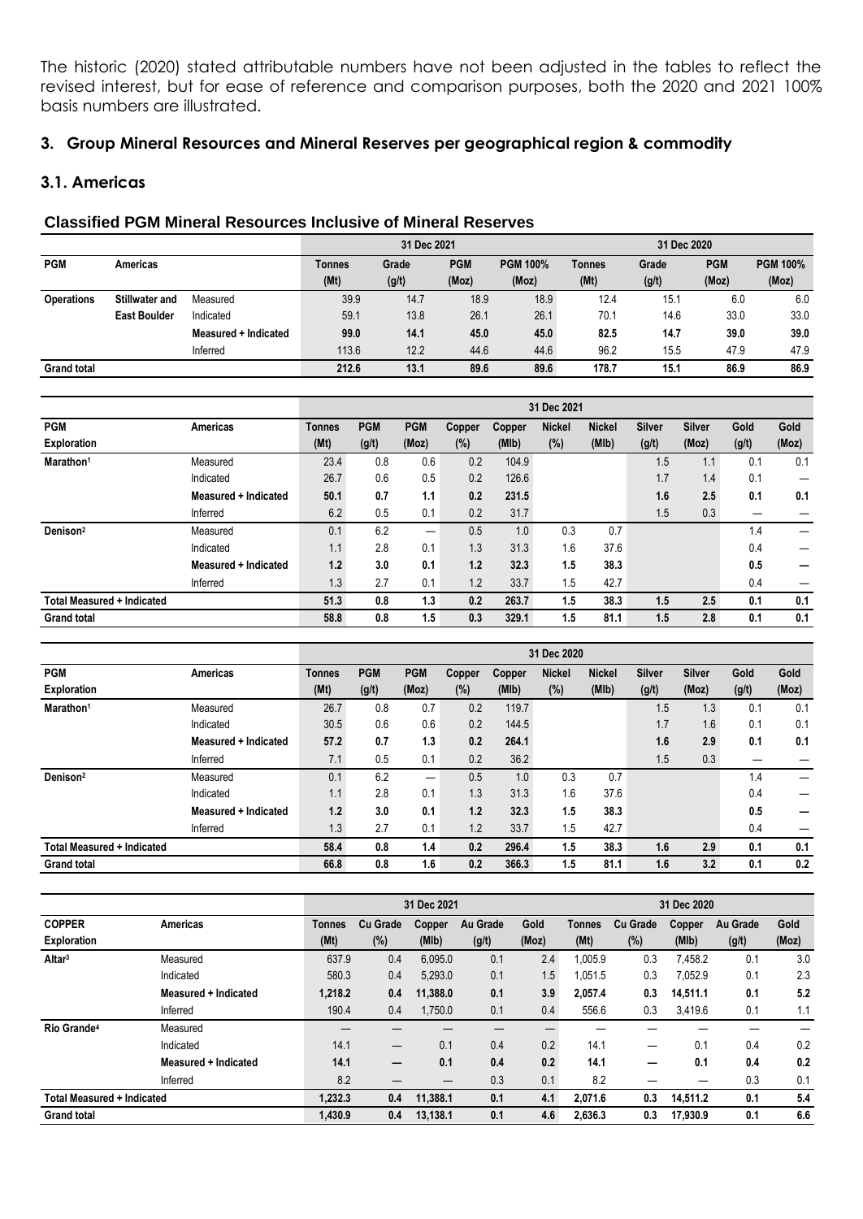The historic (2020) stated attributable numbers have not been adjusted in the tables to reflect the revised interest, but for ease of reference and comparison purposes, both the 2020 and 2021 100% basis numbers are illustrated.

## 3. Group Mineral Resources and Mineral Reserves per geographical region & commodity

### 3.1. Americas

**Classified PGM Mineral Resources Inclusive of Mineral Reserves**

| | | | 31 Dec 2021 | | | | 31 Dec 2020 | | | |
|---|---|---|---|---|---|---|---|---|---|---|
| **PGM** | **Americas** | | **Tonnes (Mt)** | **Grade (g/t)** | **PGM (Moz)** | **PGM 100% (Moz)** | **Tonnes (Mt)** | **Grade (g/t)** | **PGM (Moz)** | **PGM 100% (Moz)** |
| **Operations** | **Stillwater and East Boulder** | Measured | 39.9 | 14.7 | 18.9 | 18.9 | 12.4 | 15.1 | 6.0 | 6.0 |
| | | Indicated | 59.1 | 13.8 | 26.1 | 26.1 | 70.1 | 14.6 | 33.0 | 33.0 |
| | | **Measured + Indicated** | **99.0** | **14.1** | **45.0** | **45.0** | **82.5** | **14.7** | **39.0** | **39.0** |
| | | Inferred | 113.6 | 12.2 | 44.6 | 44.6 | 96.2 | 15.5 | 47.9 | 47.9 |
| **Grand total** | | | **212.6** | **13.1** | **89.6** | **89.6** | **178.7** | **15.1** | **86.9** | **86.9** |

| | | 31 Dec 2021 | | | | | | | | | | |
|---|---|---|---|---|---|---|---|---|---|---|---|---|
| **PGM Exploration** | **Americas** | **Tonnes (Mt)** | **PGM (g/t)** | **PGM (Moz)** | **Copper (%)** | **Copper (Mlb)** | **Nickel (%)** | **Nickel (Mlb)** | **Silver (g/t)** | **Silver (Moz)** | **Gold (g/t)** | **Gold (Moz)** |
| **Marathon**[1] | Measured | 23.4 | 0.8 | 0.6 | 0.2 | 104.9 | | | 1.5 | 1.1 | 0.1 | 0.1 |
| | Indicated | 26.7 | 0.6 | 0.5 | 0.2 | 126.6 | | | 1.7 | 1.4 | 0.1 | — |
| | **Measured + Indicated** | **50.1** | **0.7** | **1.1** | **0.2** | **231.5** | | | **1.6** | **2.5** | **0.1** | **0.1** |
| | Inferred | 6.2 | 0.5 | 0.1 | 0.2 | 31.7 | | | 1.5 | 0.3 | — | — |
| **Denison**[2] | Measured | 0.1 | 6.2 | — | 0.5 | 1.0 | 0.3 | 0.7 | | | 1.4 | — |
| | Indicated | 1.1 | 2.8 | 0.1 | 1.3 | 31.3 | 1.6 | 37.6 | | | 0.4 | — |
| | **Measured + Indicated** | **1.2** | **3.0** | **0.1** | **1.2** | **32.3** | **1.5** | **38.3** | | | **0.5** | **—** |
| | Inferred | 1.3 | 2.7 | 0.1 | 1.2 | 33.7 | 1.5 | 42.7 | | | 0.4 | — |
| **Total Measured + Indicated** | | **51.3** | **0.8** | **1.3** | **0.2** | **263.7** | **1.5** | **38.3** | **1.5** | **2.5** | **0.1** | **0.1** |
| **Grand total** | | **58.8** | **0.8** | **1.5** | **0.3** | **329.1** | **1.5** | **81.1** | **1.5** | **2.8** | **0.1** | **0.1** |

| | | 31 Dec 2020 | | | | | | | | | | |
|---|---|---|---|---|---|---|---|---|---|---|---|---|
| **PGM Exploration** | **Americas** | **Tonnes (Mt)** | **PGM (g/t)** | **PGM (Moz)** | **Copper (%)** | **Copper (Mlb)** | **Nickel (%)** | **Nickel (Mlb)** | **Silver (g/t)** | **Silver (Moz)** | **Gold (g/t)** | **Gold (Moz)** |
| **Marathon**[1] | Measured | 26.7 | 0.8 | 0.7 | 0.2 | 119.7 | | | 1.5 | 1.3 | 0.1 | 0.1 |
| | Indicated | 30.5 | 0.6 | 0.6 | 0.2 | 144.5 | | | 1.7 | 1.6 | 0.1 | 0.1 |
| | **Measured + Indicated** | **57.2** | **0.7** | **1.3** | **0.2** | **264.1** | | | **1.6** | **2.9** | **0.1** | **0.1** |
| | Inferred | 7.1 | 0.5 | 0.1 | 0.2 | 36.2 | | | 1.5 | 0.3 | — | — |
| **Denison**[2] | Measured | 0.1 | 6.2 | — | 0.5 | 1.0 | 0.3 | 0.7 | | | 1.4 | — |
| | Indicated | 1.1 | 2.8 | 0.1 | 1.3 | 31.3 | 1.6 | 37.6 | | | 0.4 | — |
| | **Measured + Indicated** | **1.2** | **3.0** | **0.1** | **1.2** | **32.3** | **1.5** | **38.3** | | | **0.5** | **—** |
| | Inferred | 1.3 | 2.7 | 0.1 | 1.2 | 33.7 | 1.5 | 42.7 | | | 0.4 | — |
| **Total Measured + Indicated** | | **58.4** | **0.8** | **1.4** | **0.2** | **296.4** | **1.5** | **38.3** | **1.6** | **2.9** | **0.1** | **0.1** |
| **Grand total** | | **66.8** | **0.8** | **1.6** | **0.2** | **366.3** | **1.5** | **81.1** | **1.6** | **3.2** | **0.1** | **0.2** |

| | | 31 Dec 2021 | | | | | 31 Dec 2020 | | | | |
|---|---|---|---|---|---|---|---|---|---|---|---|
| **COPPER Exploration** | **Americas** | **Tonnes (Mt)** | **Cu Grade (%)** | **Copper (Mlb)** | **Au Grade (g/t)** | **Gold (Moz)** | **Tonnes (Mt)** | **Cu Grade (%)** | **Copper (Mlb)** | **Au Grade (g/t)** | **Gold (Moz)** |
| **Altar**[3] | Measured | 637.9 | 0.4 | 6,095.0 | 0.1 | 2.4 | 1,005.9 | 0.3 | 7,458.2 | 0.1 | 3.0 |
| | Indicated | 580.3 | 0.4 | 5,293.0 | 0.1 | 1.5 | 1,051.5 | 0.3 | 7,052.9 | 0.1 | 2.3 |
| | **Measured + Indicated** | **1,218.2** | **0.4** | **11,388.0** | **0.1** | **3.9** | **2,057.4** | **0.3** | **14,511.1** | **0.1** | **5.2** |
| | Inferred | 190.4 | 0.4 | 1,750.0 | 0.1 | 0.4 | 556.6 | 0.3 | 3,419.6 | 0.1 | 1.1 |
| **Rio Grande**[4] | Measured | — | — | — | — | — | — | — | — | — | — |
| | Indicated | 14.1 | — | 0.1 | 0.4 | 0.2 | 14.1 | — | 0.1 | 0.4 | 0.2 |
| | **Measured + Indicated** | **14.1** | **—** | **0.1** | **0.4** | **0.2** | **14.1** | **—** | **0.1** | **0.4** | **0.2** |
| | Inferred | 8.2 | — | — | 0.3 | 0.1 | 8.2 | — | — | 0.3 | 0.1 |
| **Total Measured + Indicated** | | **1,232.3** | **0.4** | **11,388.1** | **0.1** | **4.1** | **2,071.6** | **0.3** | **14,511.2** | **0.1** | **5.4** |
| **Grand total** | | **1,430.9** | **0.4** | **13,138.1** | **0.1** | **4.6** | **2,636.3** | **0.3** | **17,930.9** | **0.1** | **6.6** |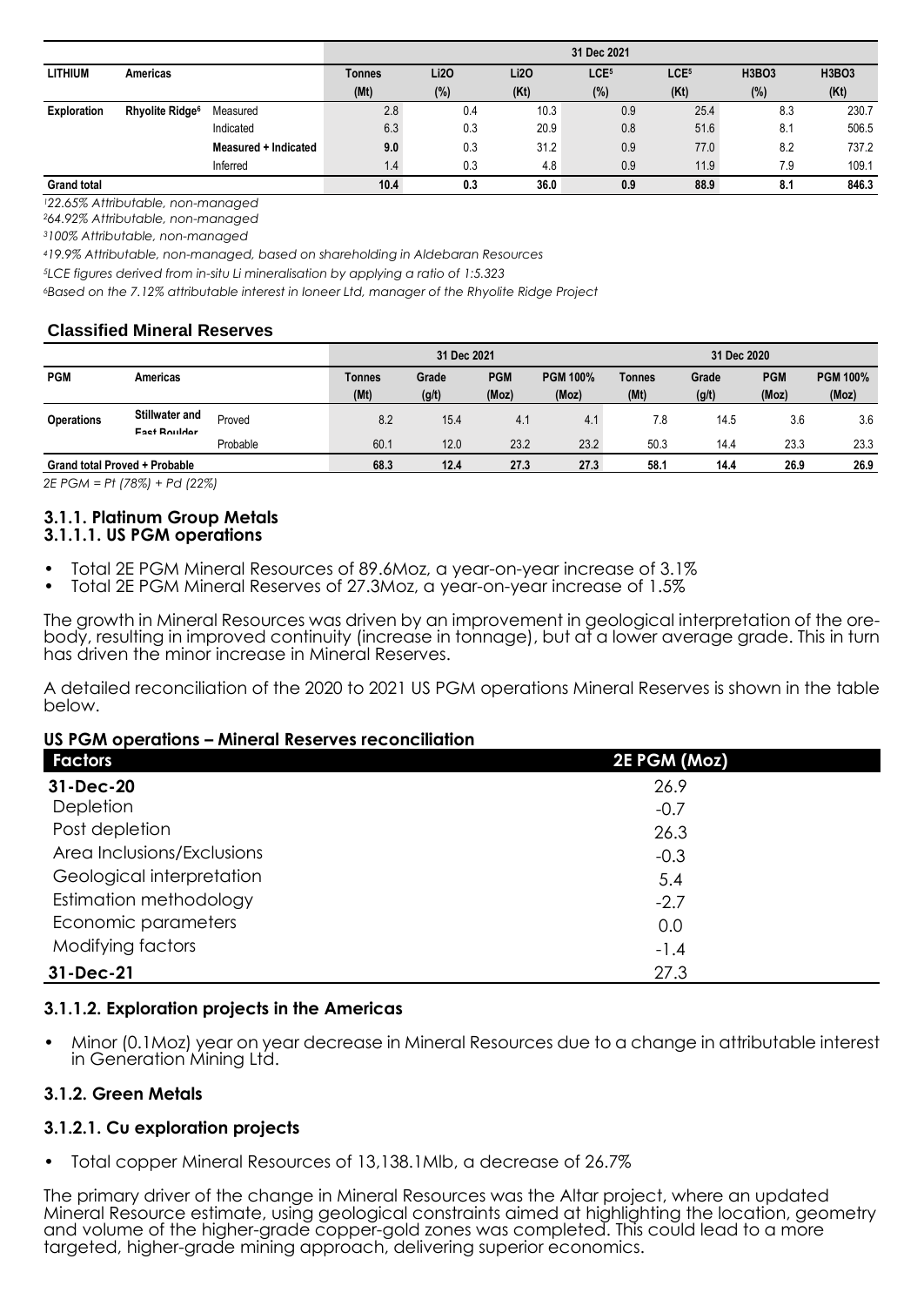| LITHIUM | Americas | | 31 Dec 2021 | | | | | | |
|---|---|---|---|---|---|---|---|---|---|
| | | | Tonnes (Mt) | Li2O (%) | Li2O (Kt) | LCE[5] (%) | LCE[5] (Kt) | H3BO3 (%) | H3BO3 (Kt) |
| **Exploration** | **Rhyolite Ridge[6]** | Measured | 2.8 | 0.4 | 10.3 | 0.9 | 25.4 | 8.3 | 230.7 |
| | | Indicated | 6.3 | 0.3 | 20.9 | 0.8 | 51.6 | 8.1 | 506.5 |
| | | **Measured + Indicated** | **9.0** | 0.3 | 31.2 | 0.9 | 77.0 | 8.2 | 737.2 |
| | | Inferred | 1.4 | 0.3 | 4.8 | 0.9 | 11.9 | 7.9 | 109.1 |
| **Grand total** | | | **10.4** | **0.3** | **36.0** | **0.9** | **88.9** | **8.1** | **846.3** |

*[1]22.65% Attributable, non-managed*
*[2]64.92% Attributable, non-managed*
*[3]100% Attributable, non-managed*
*[4]19.9% Attributable, non-managed, based on shareholding in Aldebaran Resources*
*[5]LCE figures derived from in-situ Li mineralisation by applying a ratio of 1:5.323*
*[6]Based on the 7.12% attributable interest in Ioneer Ltd, manager of the Rhyolite Ridge Project*

## Classified Mineral Reserves

| PGM | Americas | | 31 Dec 2021 | | | | 31 Dec 2020 | | | |
|---|---|---|---|---|---|---|---|---|---|---|
| | | | Tonnes (Mt) | Grade (g/t) | PGM (Moz) | PGM 100% (Moz) | Tonnes (Mt) | Grade (g/t) | PGM (Moz) | PGM 100% (Moz) |
| **Operations** | **Stillwater and East Boulder** | Proved | 8.2 | 15.4 | 4.1 | 4.1 | 7.8 | 14.5 | 3.6 | 3.6 |
| | | Probable | 60.1 | 12.0 | 23.2 | 23.2 | 50.3 | 14.4 | 23.3 | 23.3 |
| **Grand total Proved + Probable** | | | **68.3** | **12.4** | **27.3** | **27.3** | **58.1** | **14.4** | **26.9** | **26.9** |

*2E PGM = Pt (78%) + Pd (22%)*

### 3.1.1. Platinum Group Metals

#### 3.1.1.1. US PGM operations

- Total 2E PGM Mineral Resources of 89.6Moz, a year-on-year increase of 3.1%
- Total 2E PGM Mineral Reserves of 27.3Moz, a year-on-year increase of 1.5%

The growth in Mineral Resources was driven by an improvement in geological interpretation of the ore-body, resulting in improved continuity (increase in tonnage), but at a lower average grade. This in turn has driven the minor increase in Mineral Reserves.

A detailed reconciliation of the 2020 to 2021 US PGM operations Mineral Reserves is shown in the table below.

**US PGM operations – Mineral Reserves reconciliation**

| Factors | 2E PGM (Moz) |
|---|---|
| **31-Dec-20** | 26.9 |
| Depletion | -0.7 |
| Post depletion | 26.3 |
| Area Inclusions/Exclusions | -0.3 |
| Geological interpretation | 5.4 |
| Estimation methodology | -2.7 |
| Economic parameters | 0.0 |
| Modifying factors | -1.4 |
| **31-Dec-21** | 27.3 |

#### 3.1.1.2. Exploration projects in the Americas

- Minor (0.1Moz) year on year decrease in Mineral Resources due to a change in attributable interest in Generation Mining Ltd.

### 3.1.2. Green Metals

#### 3.1.2.1. Cu exploration projects

- Total copper Mineral Resources of 13,138.1Mlb, a decrease of 26.7%

The primary driver of the change in Mineral Resources was the Altar project, where an updated Mineral Resource estimate, using geological constraints aimed at highlighting the location, geometry and volume of the higher-grade copper-gold zones was completed. This could lead to a more targeted, higher-grade mining approach, delivering superior economics.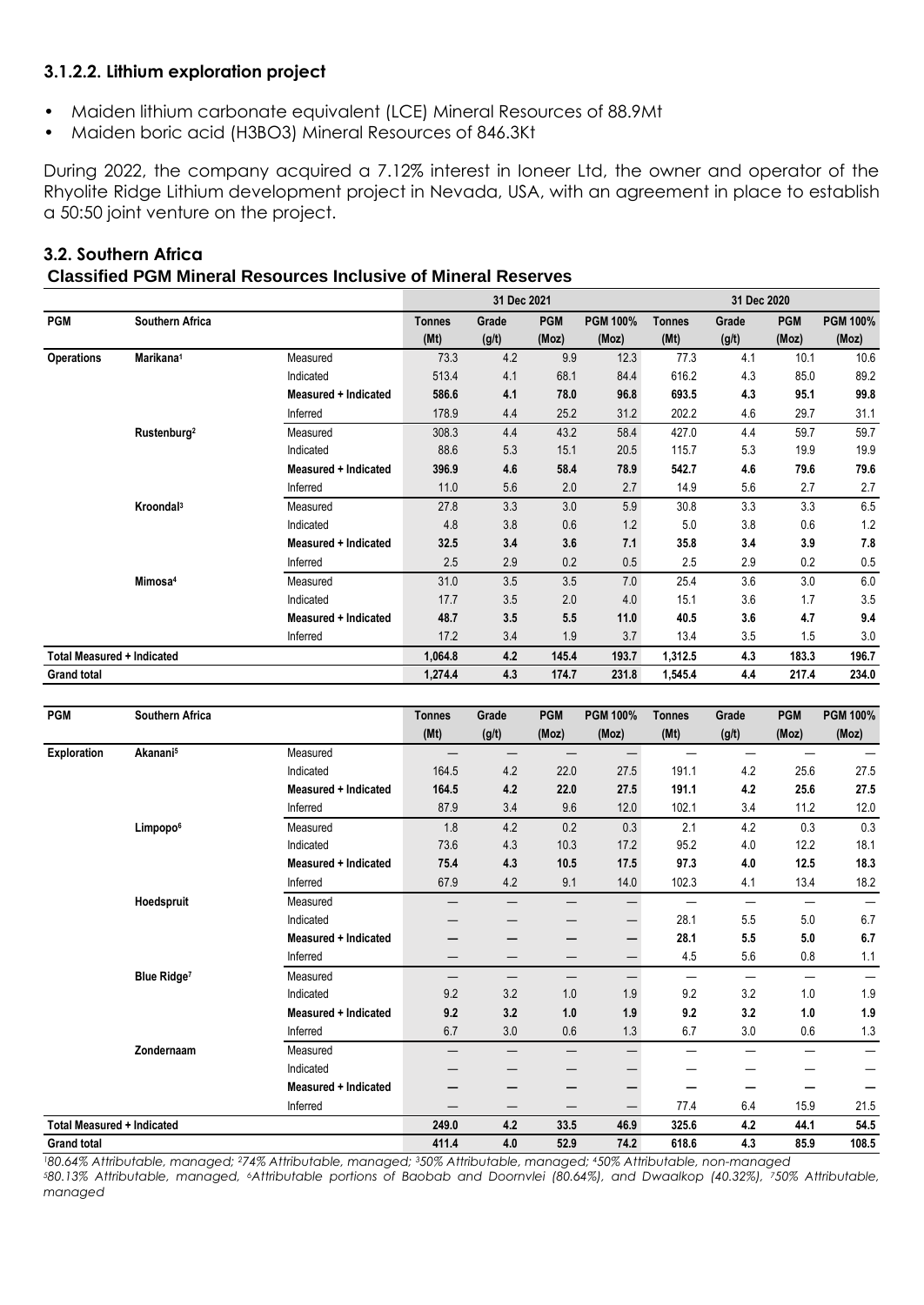### 3.1.2.2. Lithium exploration project

- Maiden lithium carbonate equivalent (LCE) Mineral Resources of 88.9Mt
- Maiden boric acid ($H_3BO_3$) Mineral Resources of 846.3Kt

During 2022, the company acquired a 7.12% interest in Ioneer Ltd, the owner and operator of the Rhyolite Ridge Lithium development project in Nevada, USA, with an agreement in place to establish a 50:50 joint venture on the project.

## 3.2. Southern Africa

**Classified PGM Mineral Resources Inclusive of Mineral Reserves**

| | | | 31 Dec 2021 | | | | 31 Dec 2020 | | | |
|---|---|---|---|---|---|---|---|---|---|---|
| **PGM** | **Southern Africa** | | **Tonnes (Mt)** | **Grade (g/t)** | **PGM (Moz)** | **PGM 100% (Moz)** | **Tonnes (Mt)** | **Grade (g/t)** | **PGM (Moz)** | **PGM 100% (Moz)** |
| **Operations** | **Marikana**[1] | Measured | 73.3 | 4.2 | 9.9 | 12.3 | 77.3 | 4.1 | 10.1 | 10.6 |
| | | Indicated | 513.4 | 4.1 | 68.1 | 84.4 | 616.2 | 4.3 | 85.0 | 89.2 |
| | | **Measured + Indicated** | **586.6** | **4.1** | **78.0** | **96.8** | **693.5** | **4.3** | **95.1** | **99.8** |
| | | Inferred | 178.9 | 4.4 | 25.2 | 31.2 | 202.2 | 4.6 | 29.7 | 31.1 |
| | **Rustenburg**[2] | Measured | 308.3 | 4.4 | 43.2 | 58.4 | 427.0 | 4.4 | 59.7 | 59.7 |
| | | Indicated | 88.6 | 5.3 | 15.1 | 20.5 | 115.7 | 5.3 | 19.9 | 19.9 |
| | | **Measured + Indicated** | **396.9** | **4.6** | **58.4** | **78.9** | **542.7** | **4.6** | **79.6** | **79.6** |
| | | Inferred | 11.0 | 5.6 | 2.0 | 2.7 | 14.9 | 5.6 | 2.7 | 2.7 |
| | **Kroondal**[3] | Measured | 27.8 | 3.3 | 3.0 | 5.9 | 30.8 | 3.3 | 3.3 | 6.5 |
| | | Indicated | 4.8 | 3.8 | 0.6 | 1.2 | 5.0 | 3.8 | 0.6 | 1.2 |
| | | **Measured + Indicated** | **32.5** | **3.4** | **3.6** | **7.1** | **35.8** | **3.4** | **3.9** | **7.8** |
| | | Inferred | 2.5 | 2.9 | 0.2 | 0.5 | 2.5 | 2.9 | 0.2 | 0.5 |
| | **Mimosa**[4] | Measured | 31.0 | 3.5 | 3.5 | 7.0 | 25.4 | 3.6 | 3.0 | 6.0 |
| | | Indicated | 17.7 | 3.5 | 2.0 | 4.0 | 15.1 | 3.6 | 1.7 | 3.5 |
| | | **Measured + Indicated** | **48.7** | **3.5** | **5.5** | **11.0** | **40.5** | **3.6** | **4.7** | **9.4** |
| | | Inferred | 17.2 | 3.4 | 1.9 | 3.7 | 13.4 | 3.5 | 1.5 | 3.0 |
| **Total Measured + Indicated** | | | **1,064.8** | **4.2** | **145.4** | **193.7** | **1,312.5** | **4.3** | **183.3** | **196.7** |
| **Grand total** | | | **1,274.4** | **4.3** | **174.7** | **231.8** | **1,545.4** | **4.4** | **217.4** | **234.0** |

| **PGM** | **Southern Africa** | | **Tonnes (Mt)** | **Grade (g/t)** | **PGM (Moz)** | **PGM 100% (Moz)** | **Tonnes (Mt)** | **Grade (g/t)** | **PGM (Moz)** | **PGM 100% (Moz)** |
|---|---|---|---|---|---|---|---|---|---|---|
| **Exploration** | **Akanani**[5] | Measured | — | — | — | — | — | — | — | — |
| | | Indicated | 164.5 | 4.2 | 22.0 | 27.5 | 191.1 | 4.2 | 25.6 | 27.5 |
| | | **Measured + Indicated** | **164.5** | **4.2** | **22.0** | **27.5** | **191.1** | **4.2** | **25.6** | **27.5** |
| | | Inferred | 87.9 | 3.4 | 9.6 | 12.0 | 102.1 | 3.4 | 11.2 | 12.0 |
| | **Limpopo**[6] | Measured | 1.8 | 4.2 | 0.2 | 0.3 | 2.1 | 4.2 | 0.3 | 0.3 |
| | | Indicated | 73.6 | 4.3 | 10.3 | 17.2 | 95.2 | 4.0 | 12.2 | 18.1 |
| | | **Measured + Indicated** | **75.4** | **4.3** | **10.5** | **17.5** | **97.3** | **4.0** | **12.5** | **18.3** |
| | | Inferred | 67.9 | 4.2 | 9.1 | 14.0 | 102.3 | 4.1 | 13.4 | 18.2 |
| | **Hoedspruit** | Measured | — | — | — | — | — | — | — | — |
| | | Indicated | — | — | — | — | 28.1 | 5.5 | 5.0 | 6.7 |
| | | **Measured + Indicated** | **—** | **—** | **—** | **—** | **28.1** | **5.5** | **5.0** | **6.7** |
| | | Inferred | — | — | — | — | 4.5 | 5.6 | 0.8 | 1.1 |
| | **Blue Ridge**[7] | Measured | — | — | — | — | — | — | — | — |
| | | Indicated | 9.2 | 3.2 | 1.0 | 1.9 | 9.2 | 3.2 | 1.0 | 1.9 |
| | | **Measured + Indicated** | **9.2** | **3.2** | **1.0** | **1.9** | **9.2** | **3.2** | **1.0** | **1.9** |
| | | Inferred | 6.7 | 3.0 | 0.6 | 1.3 | 6.7 | 3.0 | 0.6 | 1.3 |
| | **Zondernaam** | Measured | — | — | — | — | — | — | — | — |
| | | Indicated | — | — | — | — | — | — | — | — |
| | | **Measured + Indicated** | **—** | **—** | **—** | **—** | **—** | **—** | **—** | **—** |
| | | Inferred | — | — | — | — | 77.4 | 6.4 | 15.9 | 21.5 |
| **Total Measured + Indicated** | | | **249.0** | **4.2** | **33.5** | **46.9** | **325.6** | **4.2** | **44.1** | **54.5** |
| **Grand total** | | | **411.4** | **4.0** | **52.9** | **74.2** | **618.6** | **4.3** | **85.9** | **108.5** |

*[1]80.64% Attributable, managed; [2]74% Attributable, managed; [3]50% Attributable, managed; [4]50% Attributable, non-managed*
*[5]80.13% Attributable, managed, [6]Attributable portions of Baobab and Doornvlei (80.64%), and Dwaalkop (40.32%), [7]50% Attributable, managed*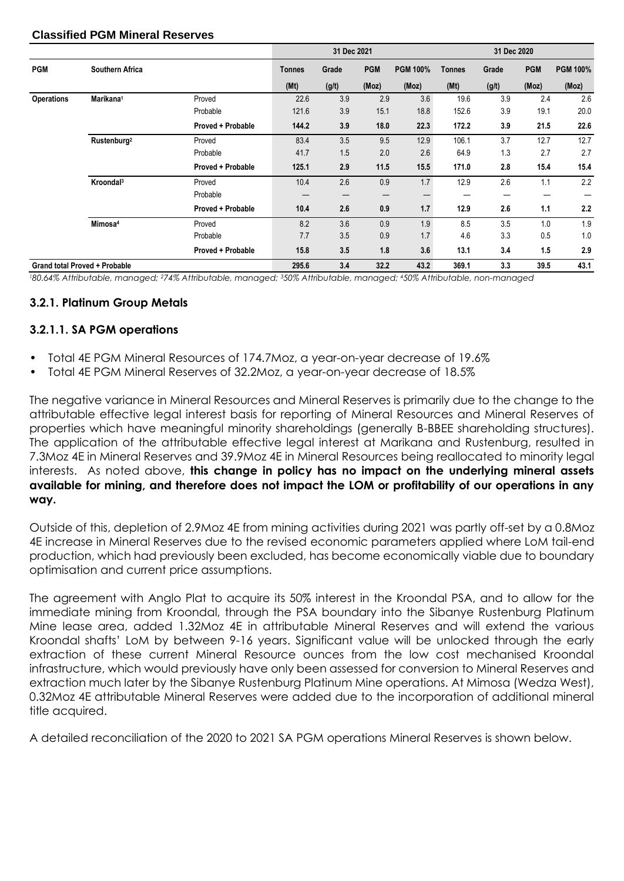**Classified PGM Mineral Reserves**

| PGM | Southern Africa | | 31 Dec 2021 | | | | 31 Dec 2020 | | | |
|---|---|---|---|---|---|---|---|---|---|---|
| | | | Tonnes | Grade | PGM | PGM 100% | Tonnes | Grade | PGM | PGM 100% |
| | | | (Mt) | (g/t) | (Moz) | (Moz) | (Mt) | (g/t) | (Moz) | (Moz) |
| **Operations** | **Marikana[1]** | Proved | 22.6 | 3.9 | 2.9 | 3.6 | 19.6 | 3.9 | 2.4 | 2.6 |
| | | Probable | 121.6 | 3.9 | 15.1 | 18.8 | 152.6 | 3.9 | 19.1 | 20.0 |
| | | **Proved + Probable** | **144.2** | **3.9** | **18.0** | **22.3** | **172.2** | **3.9** | **21.5** | **22.6** |
| | **Rustenburg[2]** | Proved | 83.4 | 3.5 | 9.5 | 12.9 | 106.1 | 3.7 | 12.7 | 12.7 |
| | | Probable | 41.7 | 1.5 | 2.0 | 2.6 | 64.9 | 1.3 | 2.7 | 2.7 |
| | | **Proved + Probable** | **125.1** | **2.9** | **11.5** | **15.5** | **171.0** | **2.8** | **15.4** | **15.4** |
| | **Kroondal[3]** | Proved | 10.4 | 2.6 | 0.9 | 1.7 | 12.9 | 2.6 | 1.1 | 2.2 |
| | | Probable | — | — | — | — | — | — | — | — |
| | | **Proved + Probable** | **10.4** | **2.6** | **0.9** | **1.7** | **12.9** | **2.6** | **1.1** | **2.2** |
| | **Mimosa[4]** | Proved | 8.2 | 3.6 | 0.9 | 1.9 | 8.5 | 3.5 | 1.0 | 1.9 |
| | | Probable | 7.7 | 3.5 | 0.9 | 1.7 | 4.6 | 3.3 | 0.5 | 1.0 |
| | | **Proved + Probable** | **15.8** | **3.5** | **1.8** | **3.6** | **13.1** | **3.4** | **1.5** | **2.9** |
| **Grand total Proved + Probable** | | | **295.6** | **3.4** | **32.2** | **43.2** | **369.1** | **3.3** | **39.5** | **43.1** |

*[1]80.64% Attributable, managed; [2]74% Attributable, managed; [3]50% Attributable, managed; [4]50% Attributable, non-managed*

### 3.2.1. Platinum Group Metals

### 3.2.1.1. SA PGM operations

- Total 4E PGM Mineral Resources of 174.7Moz, a year-on-year decrease of 19.6%
- Total 4E PGM Mineral Reserves of 32.2Moz, a year-on-year decrease of 18.5%

The negative variance in Mineral Resources and Mineral Reserves is primarily due to the change to the attributable effective legal interest basis for reporting of Mineral Resources and Mineral Reserves of properties which have meaningful minority shareholdings (generally B-BBEE shareholding structures). The application of the attributable effective legal interest at Marikana and Rustenburg, resulted in 7.3Moz 4E in Mineral Reserves and 39.9Moz 4E in Mineral Resources being reallocated to minority legal interests. As noted above, **this change in policy has no impact on the underlying mineral assets available for mining, and therefore does not impact the LOM or profitability of our operations in any way.**

Outside of this, depletion of 2.9Moz 4E from mining activities during 2021 was partly off-set by a 0.8Moz 4E increase in Mineral Reserves due to the revised economic parameters applied where LoM tail-end production, which had previously been excluded, has become economically viable due to boundary optimisation and current price assumptions.

The agreement with Anglo Plat to acquire its 50% interest in the Kroondal PSA, and to allow for the immediate mining from Kroondal, through the PSA boundary into the Sibanye Rustenburg Platinum Mine lease area, added 1.32Moz 4E in attributable Mineral Reserves and will extend the various Kroondal shafts' LoM by between 9-16 years. Significant value will be unlocked through the early extraction of these current Mineral Resource ounces from the low cost mechanised Kroondal infrastructure, which would previously have only been assessed for conversion to Mineral Reserves and extraction much later by the Sibanye Rustenburg Platinum Mine operations. At Mimosa (Wedza West), 0.32Moz 4E attributable Mineral Reserves were added due to the incorporation of additional mineral title acquired.

A detailed reconciliation of the 2020 to 2021 SA PGM operations Mineral Reserves is shown below.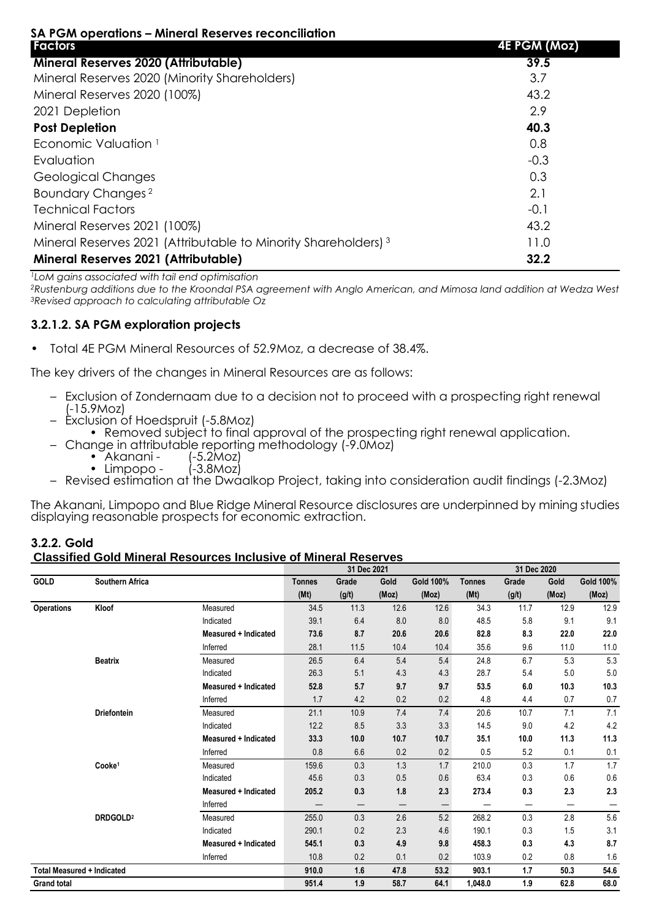**SA PGM operations – Mineral Reserves reconciliation**

| Factors | 4E PGM (Moz) |
|---|---|
| **Mineral Reserves 2020 (Attributable)** | **39.5** |
| Mineral Reserves 2020 (Minority Shareholders) | 3.7 |
| Mineral Reserves 2020 (100%) | 43.2 |
| 2021 Depletion | 2.9 |
| **Post Depletion** | **40.3** |
| Economic Valuation [1] | 0.8 |
| Evaluation | -0.3 |
| Geological Changes | 0.3 |
| Boundary Changes [2] | 2.1 |
| Technical Factors | -0.1 |
| Mineral Reserves 2021 (100%) | 43.2 |
| Mineral Reserves 2021 (Attributable to Minority Shareholders) [3] | 11.0 |
| **Mineral Reserves 2021 (Attributable)** | **32.2** |

*[1]LoM gains associated with tail end optimisation*
*[2]Rustenburg additions due to the Kroondal PSA agreement with Anglo American, and Mimosa land addition at Wedza West*
*[3]Revised approach to calculating attributable Oz*

### 3.2.1.2. SA PGM exploration projects

- Total 4E PGM Mineral Resources of 52.9Moz, a decrease of 38.4%.

The key drivers of the changes in Mineral Resources are as follows:

- Exclusion of Zondernaam due to a decision not to proceed with a prospecting right renewal (-15.9Moz)
- Exclusion of Hoedspruit (-5.8Moz)
  - Removed subject to final approval of the prospecting right renewal application.
- Change in attributable reporting methodology (-9.0Moz)
  - Akanani - (-5.2Moz)
  - Limpopo - (-3.8Moz)
- Revised estimation at the Dwaalkop Project, taking into consideration audit findings (-2.3Moz)

The Akanani, Limpopo and Blue Ridge Mineral Resource disclosures are underpinned by mining studies displaying reasonable prospects for economic extraction.

### 3.2.2. Gold

**Classified Gold Mineral Resources Inclusive of Mineral Reserves**

| GOLD | Southern Africa | | 31 Dec 2021 | | | | 31 Dec 2020 | | | |
|---|---|---|---|---|---|---|---|---|---|---|
| | | | Tonnes (Mt) | Grade (g/t) | Gold (Moz) | Gold 100% (Moz) | Tonnes (Mt) | Grade (g/t) | Gold (Moz) | Gold 100% (Moz) |
| **Operations** | **Kloof** | Measured | 34.5 | 11.3 | 12.6 | 12.6 | 34.3 | 11.7 | 12.9 | 12.9 |
| | | Indicated | 39.1 | 6.4 | 8.0 | 8.0 | 48.5 | 5.8 | 9.1 | 9.1 |
| | | **Measured + Indicated** | **73.6** | **8.7** | **20.6** | **20.6** | **82.8** | **8.3** | **22.0** | **22.0** |
| | | Inferred | 28.1 | 11.5 | 10.4 | 10.4 | 35.6 | 9.6 | 11.0 | 11.0 |
| | **Beatrix** | Measured | 26.5 | 6.4 | 5.4 | 5.4 | 24.8 | 6.7 | 5.3 | 5.3 |
| | | Indicated | 26.3 | 5.1 | 4.3 | 4.3 | 28.7 | 5.4 | 5.0 | 5.0 |
| | | **Measured + Indicated** | **52.8** | **5.7** | **9.7** | **9.7** | **53.5** | **6.0** | **10.3** | **10.3** |
| | | Inferred | 1.7 | 4.2 | 0.2 | 0.2 | 4.8 | 4.4 | 0.7 | 0.7 |
| | **Driefontein** | Measured | 21.1 | 10.9 | 7.4 | 7.4 | 20.6 | 10.7 | 7.1 | 7.1 |
| | | Indicated | 12.2 | 8.5 | 3.3 | 3.3 | 14.5 | 9.0 | 4.2 | 4.2 |
| | | **Measured + Indicated** | **33.3** | **10.0** | **10.7** | **10.7** | **35.1** | **10.0** | **11.3** | **11.3** |
| | | Inferred | 0.8 | 6.6 | 0.2 | 0.2 | 0.5 | 5.2 | 0.1 | 0.1 |
| | **Cooke[1]** | Measured | 159.6 | 0.3 | 1.3 | 1.7 | 210.0 | 0.3 | 1.7 | 1.7 |
| | | Indicated | 45.6 | 0.3 | 0.5 | 0.6 | 63.4 | 0.3 | 0.6 | 0.6 |
| | | **Measured + Indicated** | **205.2** | **0.3** | **1.8** | **2.3** | **273.4** | **0.3** | **2.3** | **2.3** |
| | | Inferred | — | — | — | — | — | — | — | — |
| | **DRDGOLD[2]** | Measured | 255.0 | 0.3 | 2.6 | 5.2 | 268.2 | 0.3 | 2.8 | 5.6 |
| | | Indicated | 290.1 | 0.2 | 2.3 | 4.6 | 190.1 | 0.3 | 1.5 | 3.1 |
| | | **Measured + Indicated** | **545.1** | **0.3** | **4.9** | **9.8** | **458.3** | **0.3** | **4.3** | **8.7** |
| | | Inferred | 10.8 | 0.2 | 0.1 | 0.2 | 103.9 | 0.2 | 0.8 | 1.6 |
| **Total Measured + Indicated** | | | **910.0** | **1.6** | **47.8** | **53.2** | **903.1** | **1.7** | **50.3** | **54.6** |
| **Grand total** | | | **951.4** | **1.9** | **58.7** | **64.1** | **1,048.0** | **1.9** | **62.8** | **68.0** |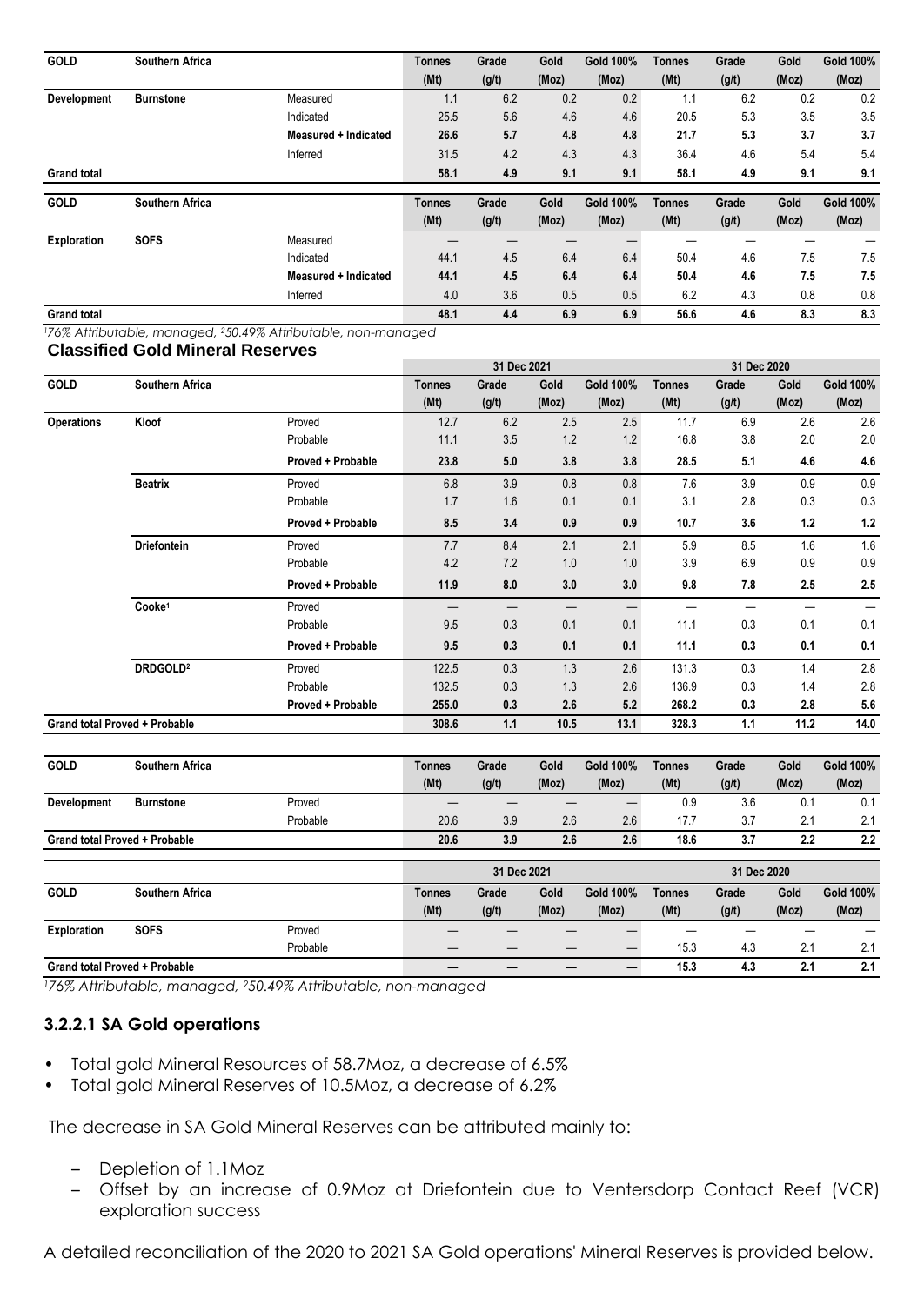| GOLD | Southern Africa | | Tonnes (Mt) | Grade (g/t) | Gold (Moz) | Gold 100% (Moz) | Tonnes (Mt) | Grade (g/t) | Gold (Moz) | Gold 100% (Moz) |
|---|---|---|---|---|---|---|---|---|---|---|
| **Development** | **Burnstone** | Measured | 1.1 | 6.2 | 0.2 | 0.2 | 1.1 | 6.2 | 0.2 | 0.2 |
| | | Indicated | 25.5 | 5.6 | 4.6 | 4.6 | 20.5 | 5.3 | 3.5 | 3.5 |
| | | **Measured + Indicated** | **26.6** | **5.7** | **4.8** | **4.8** | **21.7** | **5.3** | **3.7** | **3.7** |
| | | Inferred | 31.5 | 4.2 | 4.3 | 4.3 | 36.4 | 4.6 | 5.4 | 5.4 |
| **Grand total** | | | **58.1** | **4.9** | **9.1** | **9.1** | **58.1** | **4.9** | **9.1** | **9.1** |

| GOLD | Southern Africa | | Tonnes (Mt) | Grade (g/t) | Gold (Moz) | Gold 100% (Moz) | Tonnes (Mt) | Grade (g/t) | Gold (Moz) | Gold 100% (Moz) |
|---|---|---|---|---|---|---|---|---|---|---|
| **Exploration** | **SOFS** | Measured | — | — | — | — | — | — | — | — |
| | | Indicated | 44.1 | 4.5 | 6.4 | 6.4 | 50.4 | 4.6 | 7.5 | 7.5 |
| | | **Measured + Indicated** | **44.1** | **4.5** | **6.4** | **6.4** | **50.4** | **4.6** | **7.5** | **7.5** |
| | | Inferred | 4.0 | 3.6 | 0.5 | 0.5 | 6.2 | 4.3 | 0.8 | 0.8 |
| **Grand total** | | | **48.1** | **4.4** | **6.9** | **6.9** | **56.6** | **4.6** | **8.3** | **8.3** |

*[1]76% Attributable, managed, [2]50.49% Attributable, non-managed*

**Classified Gold Mineral Reserves**

| | | | 31 Dec 2021 | | | | 31 Dec 2020 | | | |
|---|---|---|---|---|---|---|---|---|---|---|
| **GOLD** | **Southern Africa** | | **Tonnes (Mt)** | **Grade (g/t)** | **Gold (Moz)** | **Gold 100% (Moz)** | **Tonnes (Mt)** | **Grade (g/t)** | **Gold (Moz)** | **Gold 100% (Moz)** |
| **Operations** | **Kloof** | Proved | 12.7 | 6.2 | 2.5 | 2.5 | 11.7 | 6.9 | 2.6 | 2.6 |
| | | Probable | 11.1 | 3.5 | 1.2 | 1.2 | 16.8 | 3.8 | 2.0 | 2.0 |
| | | **Proved + Probable** | **23.8** | **5.0** | **3.8** | **3.8** | **28.5** | **5.1** | **4.6** | **4.6** |
| | **Beatrix** | Proved | 6.8 | 3.9 | 0.8 | 0.8 | 7.6 | 3.9 | 0.9 | 0.9 |
| | | Probable | 1.7 | 1.6 | 0.1 | 0.1 | 3.1 | 2.8 | 0.3 | 0.3 |
| | | **Proved + Probable** | **8.5** | **3.4** | **0.9** | **0.9** | **10.7** | **3.6** | **1.2** | **1.2** |
| | **Driefontein** | Proved | 7.7 | 8.4 | 2.1 | 2.1 | 5.9 | 8.5 | 1.6 | 1.6 |
| | | Probable | 4.2 | 7.2 | 1.0 | 1.0 | 3.9 | 6.9 | 0.9 | 0.9 |
| | | **Proved + Probable** | **11.9** | **8.0** | **3.0** | **3.0** | **9.8** | **7.8** | **2.5** | **2.5** |
| | **Cooke[1]** | Proved | — | — | — | — | — | — | — | — |
| | | Probable | 9.5 | 0.3 | 0.1 | 0.1 | 11.1 | 0.3 | 0.1 | 0.1 |
| | | **Proved + Probable** | **9.5** | **0.3** | **0.1** | **0.1** | **11.1** | **0.3** | **0.1** | **0.1** |
| | **DRDGOLD[2]** | Proved | 122.5 | 0.3 | 1.3 | 2.6 | 131.3 | 0.3 | 1.4 | 2.8 |
| | | Probable | 132.5 | 0.3 | 1.3 | 2.6 | 136.9 | 0.3 | 1.4 | 2.8 |
| | | **Proved + Probable** | **255.0** | **0.3** | **2.6** | **5.2** | **268.2** | **0.3** | **2.8** | **5.6** |
| **Grand total Proved + Probable** | | | **308.6** | **1.1** | **10.5** | **13.1** | **328.3** | **1.1** | **11.2** | **14.0** |

| GOLD | Southern Africa | | Tonnes (Mt) | Grade (g/t) | Gold (Moz) | Gold 100% (Moz) | Tonnes (Mt) | Grade (g/t) | Gold (Moz) | Gold 100% (Moz) |
|---|---|---|---|---|---|---|---|---|---|---|
| **Development** | **Burnstone** | Proved | — | — | — | — | 0.9 | 3.6 | 0.1 | 0.1 |
| | | Probable | 20.6 | 3.9 | 2.6 | 2.6 | 17.7 | 3.7 | 2.1 | 2.1 |
| **Grand total Proved + Probable** | | | **20.6** | **3.9** | **2.6** | **2.6** | **18.6** | **3.7** | **2.2** | **2.2** |

| | | | 31 Dec 2021 | | | | 31 Dec 2020 | | | |
|---|---|---|---|---|---|---|---|---|---|---|
| **GOLD** | **Southern Africa** | | **Tonnes (Mt)** | **Grade (g/t)** | **Gold (Moz)** | **Gold 100% (Moz)** | **Tonnes (Mt)** | **Grade (g/t)** | **Gold (Moz)** | **Gold 100% (Moz)** |
| **Exploration** | **SOFS** | Proved | — | — | — | — | — | — | — | — |
| | | Probable | — | — | — | — | 15.3 | 4.3 | 2.1 | 2.1 |
| **Grand total Proved + Probable** | | | **—** | **—** | **—** | **—** | **15.3** | **4.3** | **2.1** | **2.1** |

*[1]76% Attributable, managed, [2]50.49% Attributable, non-managed*

### 3.2.2.1 SA Gold operations

- Total gold Mineral Resources of 58.7Moz, a decrease of 6.5%
- Total gold Mineral Reserves of 10.5Moz, a decrease of 6.2%

The decrease in SA Gold Mineral Reserves can be attributed mainly to:

- Depletion of 1.1Moz
- Offset by an increase of 0.9Moz at Driefontein due to Ventersdorp Contact Reef (VCR) exploration success

A detailed reconciliation of the 2020 to 2021 SA Gold operations' Mineral Reserves is provided below.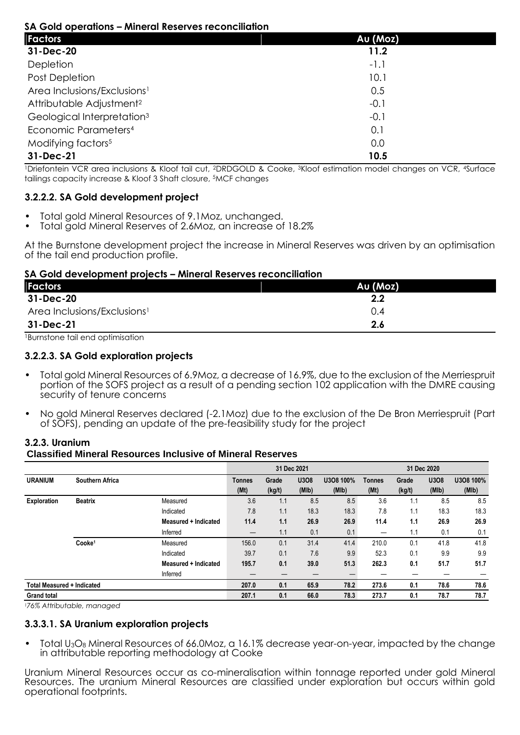**SA Gold operations – Mineral Reserves reconciliation**

| Factors | Au (Moz) |
|---|---|
| **31-Dec-20** | **11.2** |
| Depletion | -1.1 |
| Post Depletion | 10.1 |
| Area Inclusions/Exclusions[1] | 0.5 |
| Attributable Adjustment[2] | -0.1 |
| Geological Interpretation[3] | -0.1 |
| Economic Parameters[4] | 0.1 |
| Modifying factors[5] | 0.0 |
| **31-Dec-21** | **10.5** |

[1]Driefontein VCR area inclusions & Kloof tail cut, [2]DRDGOLD & Cooke, [3]Kloof estimation model changes on VCR, [4]Surface tailings capacity increase & Kloof 3 Shaft closure, [5]MCF changes

### 3.2.2.2. SA Gold development project

- Total gold Mineral Resources of 9.1Moz, unchanged.
- Total gold Mineral Reserves of 2.6Moz, an increase of 18.2%

At the Burnstone development project the increase in Mineral Reserves was driven by an optimisation of the tail end production profile.

**SA Gold development projects – Mineral Reserves reconciliation**

| Factors | Au (Moz) |
|---|---|
| **31-Dec-20** | **2.2** |
| Area Inclusions/Exclusions[1] | 0.4 |
| **31-Dec-21** | **2.6** |

[1]Burnstone tail end optimisation

### 3.2.2.3. SA Gold exploration projects

- Total gold Mineral Resources of 6.9Moz, a decrease of 16.9%, due to the exclusion of the Merriespruit portion of the SOFS project as a result of a pending section 102 application with the DMRE causing security of tenure concerns
- No gold Mineral Reserves declared (-2.1Moz) due to the exclusion of the De Bron Merriespruit (Part of SOFS), pending an update of the pre-feasibility study for the project

### 3.2.3. Uranium

**Classified Mineral Resources Inclusive of Mineral Reserves**

| | | | 31 Dec 2021 | | | | 31 Dec 2020 | | | |
|---|---|---|---|---|---|---|---|---|---|---|
| **URANIUM** | **Southern Africa** | | **Tonnes (Mt)** | **Grade (kg/t)** | **U3O8 (Mlb)** | **U3O8 100% (Mlb)** | **Tonnes (Mt)** | **Grade (kg/t)** | **U3O8 (Mlb)** | **U3O8 100% (Mlb)** |
| **Exploration** | **Beatrix** | Measured | 3.6 | 1.1 | 8.5 | 8.5 | 3.6 | 1.1 | 8.5 | 8.5 |
| | | Indicated | 7.8 | 1.1 | 18.3 | 18.3 | 7.8 | 1.1 | 18.3 | 18.3 |
| | | **Measured + Indicated** | **11.4** | **1.1** | **26.9** | **26.9** | **11.4** | **1.1** | **26.9** | **26.9** |
| | | Inferred | — | 1.1 | 0.1 | 0.1 | — | 1.1 | 0.1 | 0.1 |
| | **Cooke[1]** | Measured | 156.0 | 0.1 | 31.4 | 41.4 | 210.0 | 0.1 | 41.8 | 41.8 |
| | | Indicated | 39.7 | 0.1 | 7.6 | 9.9 | 52.3 | 0.1 | 9.9 | 9.9 |
| | | **Measured + Indicated** | **195.7** | **0.1** | **39.0** | **51.3** | **262.3** | **0.1** | **51.7** | **51.7** |
| | | Inferred | — | — | — | — | — | — | — | — |
| **Total Measured + Indicated** | | | **207.0** | **0.1** | **65.9** | **78.2** | **273.6** | **0.1** | **78.6** | **78.6** |
| **Grand total** | | | **207.1** | **0.1** | **66.0** | **78.3** | **273.7** | **0.1** | **78.7** | **78.7** |

[1]*76% Attributable, managed*

### 3.3.3.1. SA Uranium exploration projects

- Total $U_3O_8$ Mineral Resources of 66.0Moz, a 16.1% decrease year-on-year, impacted by the change in attributable reporting methodology at Cooke

Uranium Mineral Resources occur as co-mineralisation within tonnage reported under gold Mineral Resources. The uranium Mineral Resources are classified under exploration but occurs within gold operational footprints.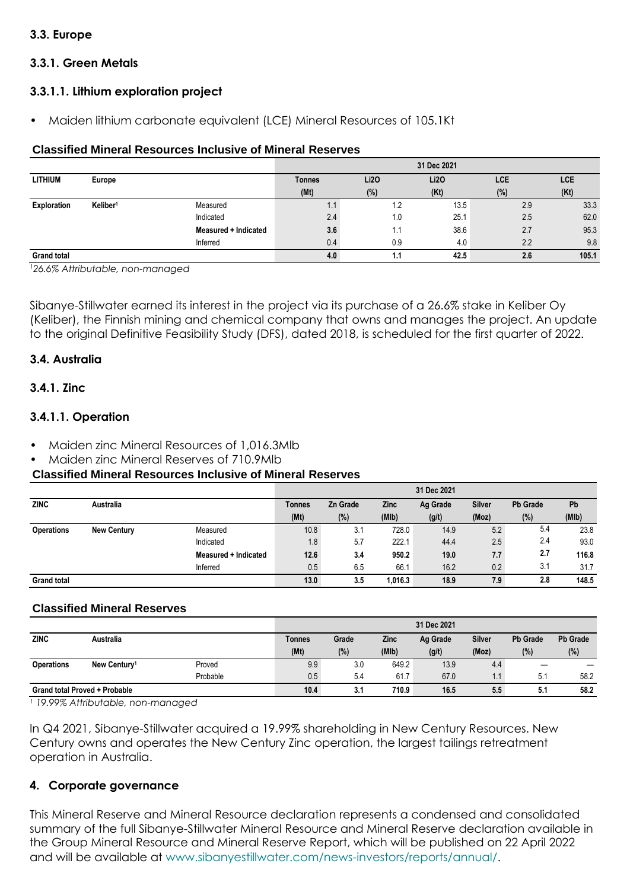### 3.3. Europe

### 3.3.1. Green Metals

### 3.3.1.1. Lithium exploration project

- Maiden lithium carbonate equivalent (LCE) Mineral Resources of 105.1Kt

**Classified Mineral Resources Inclusive of Mineral Reserves**

| | | | 31 Dec 2021 | | | | |
|---|---|---|---|---|---|---|---|
| **LITHIUM** | **Europe** | | **Tonnes (Mt)** | **Li2O (%)** | **Li2O (Kt)** | **LCE (%)** | **LCE (Kt)** |
| **Exploration** | **Keliber[1]** | Measured | 1.1 | 1.2 | 13.5 | 2.9 | 33.3 |
| | | Indicated | 2.4 | 1.0 | 25.1 | 2.5 | 62.0 |
| | | **Measured + Indicated** | **3.6** | **1.1** | **38.6** | **2.7** | **95.3** |
| | | Inferred | 0.4 | 0.9 | 4.0 | 2.2 | 9.8 |
| **Grand total** | | | **4.0** | **1.1** | **42.5** | **2.6** | **105.1** |

*[1]26.6% Attributable, non-managed*

Sibanye-Stillwater earned its interest in the project via its purchase of a 26.6% stake in Keliber Oy (Keliber), the Finnish mining and chemical company that owns and manages the project. An update to the original Definitive Feasibility Study (DFS), dated 2018, is scheduled for the first quarter of 2022.

### 3.4. Australia

### 3.4.1. Zinc

### 3.4.1.1. Operation

- Maiden zinc Mineral Resources of 1,016.3Mlb
- Maiden zinc Mineral Reserves of 710.9Mlb

**Classified Mineral Resources Inclusive of Mineral Reserves**

| | | | 31 Dec 2021 | | | | | | |
|---|---|---|---|---|---|---|---|---|---|
| **ZINC** | **Australia** | | **Tonnes (Mt)** | **Zn Grade (%)** | **Zinc (Mlb)** | **Ag Grade (g/t)** | **Silver (Moz)** | **Pb Grade (%)** | **Pb (Mlb)** |
| **Operations** | **New Century** | Measured | 10.8 | 3.1 | 728.0 | 14.9 | 5.2 | 5.4 | 23.8 |
| | | Indicated | 1.8 | 5.7 | 222.1 | 44.4 | 2.5 | 2.4 | 93.0 |
| | | **Measured + Indicated** | **12.6** | **3.4** | **950.2** | **19.0** | **7.7** | **2.7** | **116.8** |
| | | Inferred | 0.5 | 6.5 | 66.1 | 16.2 | 0.2 | 3.1 | 31.7 |
| **Grand total** | | | **13.0** | **3.5** | **1,016.3** | **18.9** | **7.9** | **2.8** | **148.5** |

**Classified Mineral Reserves**

| | | | 31 Dec 2021 | | | | | | |
|---|---|---|---|---|---|---|---|---|---|
| **ZINC** | **Australia** | | **Tonnes (Mt)** | **Grade (%)** | **Zinc (Mlb)** | **Ag Grade (g/t)** | **Silver (Moz)** | **Pb Grade (%)** | **Pb Grade (%)** |
| **Operations** | **New Century[1]** | Proved | 9.9 | 3.0 | 649.2 | 13.9 | 4.4 | — | — |
| | | Probable | 0.5 | 5.4 | 61.7 | 67.0 | 1.1 | 5.1 | 58.2 |
| **Grand total Proved + Probable** | | | **10.4** | **3.1** | **710.9** | **16.5** | **5.5** | **5.1** | **58.2** |

*[1] 19.99% Attributable, non-managed*

In Q4 2021, Sibanye-Stillwater acquired a 19.99% shareholding in New Century Resources. New Century owns and operates the New Century Zinc operation, the largest tailings retreatment operation in Australia.

## 4. Corporate governance

This Mineral Reserve and Mineral Resource declaration represents a condensed and consolidated summary of the full Sibanye-Stillwater Mineral Resource and Mineral Reserve declaration available in the Group Mineral Resource and Mineral Reserve Report, which will be published on 22 April 2022 and will be available at www.sibanyestillwater.com/news-investors/reports/annual/.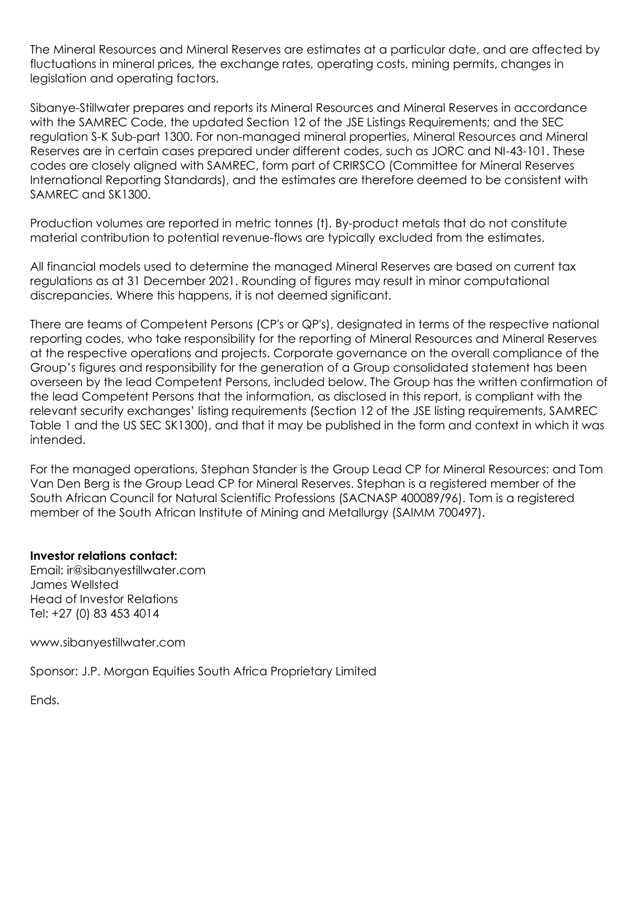The Mineral Resources and Mineral Reserves are estimates at a particular date, and are affected by fluctuations in mineral prices, the exchange rates, operating costs, mining permits, changes in legislation and operating factors.

Sibanye-Stillwater prepares and reports its Mineral Resources and Mineral Reserves in accordance with the SAMREC Code, the updated Section 12 of the JSE Listings Requirements; and the SEC regulation S-K Sub-part 1300. For non-managed mineral properties, Mineral Resources and Mineral Reserves are in certain cases prepared under different codes, such as JORC and NI-43-101. These codes are closely aligned with SAMREC, form part of CRIRSCO (Committee for Mineral Reserves International Reporting Standards), and the estimates are therefore deemed to be consistent with SAMREC and SK1300.

Production volumes are reported in metric tonnes (t). By-product metals that do not constitute material contribution to potential revenue-flows are typically excluded from the estimates.

All financial models used to determine the managed Mineral Reserves are based on current tax regulations as at 31 December 2021. Rounding of figures may result in minor computational discrepancies. Where this happens, it is not deemed significant.

There are teams of Competent Persons (CP's or QP's), designated in terms of the respective national reporting codes, who take responsibility for the reporting of Mineral Resources and Mineral Reserves at the respective operations and projects. Corporate governance on the overall compliance of the Group's figures and responsibility for the generation of a Group consolidated statement has been overseen by the lead Competent Persons, included below. The Group has the written confirmation of the lead Competent Persons that the information, as disclosed in this report, is compliant with the relevant security exchanges' listing requirements (Section 12 of the JSE listing requirements, SAMREC Table 1 and the US SEC SK1300), and that it may be published in the form and context in which it was intended.

For the managed operations, Stephan Stander is the Group Lead CP for Mineral Resources; and Tom Van Den Berg is the Group Lead CP for Mineral Reserves. Stephan is a registered member of the South African Council for Natural Scientific Professions (SACNASP 400089/96). Tom is a registered member of the South African Institute of Mining and Metallurgy (SAIMM 700497).

**Investor relations contact:**
Email: ir@sibanyestillwater.com
James Wellsted
Head of Investor Relations
Tel: +27 (0) 83 453 4014

www.sibanyestillwater.com

Sponsor: J.P. Morgan Equities South Africa Proprietary Limited

Ends.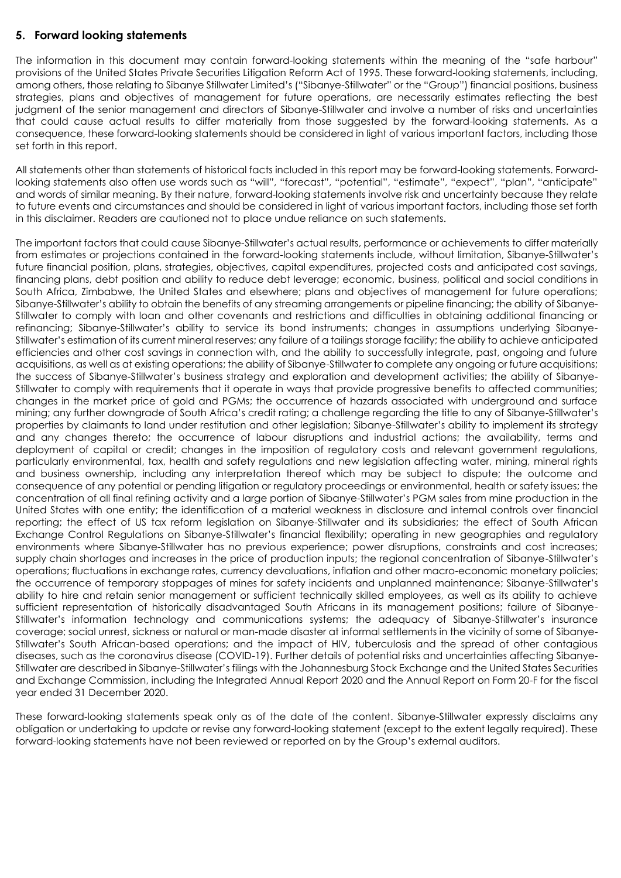## 5. Forward looking statements

The information in this document may contain forward-looking statements within the meaning of the "safe harbour" provisions of the United States Private Securities Litigation Reform Act of 1995. These forward-looking statements, including, among others, those relating to Sibanye Stillwater Limited's ("Sibanye-Stillwater" or the "Group") financial positions, business strategies, plans and objectives of management for future operations, are necessarily estimates reflecting the best judgment of the senior management and directors of Sibanye-Stillwater and involve a number of risks and uncertainties that could cause actual results to differ materially from those suggested by the forward-looking statements. As a consequence, these forward-looking statements should be considered in light of various important factors, including those set forth in this report.

All statements other than statements of historical facts included in this report may be forward-looking statements. Forward-looking statements also often use words such as "will", "forecast", "potential", "estimate", "expect", "plan", "anticipate" and words of similar meaning. By their nature, forward-looking statements involve risk and uncertainty because they relate to future events and circumstances and should be considered in light of various important factors, including those set forth in this disclaimer. Readers are cautioned not to place undue reliance on such statements.

The important factors that could cause Sibanye-Stillwater's actual results, performance or achievements to differ materially from estimates or projections contained in the forward-looking statements include, without limitation, Sibanye-Stillwater's future financial position, plans, strategies, objectives, capital expenditures, projected costs and anticipated cost savings, financing plans, debt position and ability to reduce debt leverage; economic, business, political and social conditions in South Africa, Zimbabwe, the United States and elsewhere; plans and objectives of management for future operations; Sibanye-Stillwater's ability to obtain the benefits of any streaming arrangements or pipeline financing; the ability of Sibanye-Stillwater to comply with loan and other covenants and restrictions and difficulties in obtaining additional financing or refinancing; Sibanye-Stillwater's ability to service its bond instruments; changes in assumptions underlying Sibanye-Stillwater's estimation of its current mineral reserves; any failure of a tailings storage facility; the ability to achieve anticipated efficiencies and other cost savings in connection with, and the ability to successfully integrate, past, ongoing and future acquisitions, as well as at existing operations; the ability of Sibanye-Stillwater to complete any ongoing or future acquisitions; the success of Sibanye-Stillwater's business strategy and exploration and development activities; the ability of Sibanye-Stillwater to comply with requirements that it operate in ways that provide progressive benefits to affected communities; changes in the market price of gold and PGMs; the occurrence of hazards associated with underground and surface mining; any further downgrade of South Africa's credit rating; a challenge regarding the title to any of Sibanye-Stillwater's properties by claimants to land under restitution and other legislation; Sibanye-Stillwater's ability to implement its strategy and any changes thereto; the occurrence of labour disruptions and industrial actions; the availability, terms and deployment of capital or credit; changes in the imposition of regulatory costs and relevant government regulations, particularly environmental, tax, health and safety regulations and new legislation affecting water, mining, mineral rights and business ownership, including any interpretation thereof which may be subject to dispute; the outcome and consequence of any potential or pending litigation or regulatory proceedings or environmental, health or safety issues; the concentration of all final refining activity and a large portion of Sibanye-Stillwater's PGM sales from mine production in the United States with one entity; the identification of a material weakness in disclosure and internal controls over financial reporting; the effect of US tax reform legislation on Sibanye-Stillwater and its subsidiaries; the effect of South African Exchange Control Regulations on Sibanye-Stillwater's financial flexibility; operating in new geographies and regulatory environments where Sibanye-Stillwater has no previous experience; power disruptions, constraints and cost increases; supply chain shortages and increases in the price of production inputs; the regional concentration of Sibanye-Stillwater's operations; fluctuations in exchange rates, currency devaluations, inflation and other macro-economic monetary policies; the occurrence of temporary stoppages of mines for safety incidents and unplanned maintenance; Sibanye-Stillwater's ability to hire and retain senior management or sufficient technically skilled employees, as well as its ability to achieve sufficient representation of historically disadvantaged South Africans in its management positions; failure of Sibanye-Stillwater's information technology and communications systems; the adequacy of Sibanye-Stillwater's insurance coverage; social unrest, sickness or natural or man-made disaster at informal settlements in the vicinity of some of Sibanye-Stillwater's South African-based operations; and the impact of HIV, tuberculosis and the spread of other contagious diseases, such as the coronavirus disease (COVID-19). Further details of potential risks and uncertainties affecting Sibanye-Stillwater are described in Sibanye-Stillwater's filings with the Johannesburg Stock Exchange and the United States Securities and Exchange Commission, including the Integrated Annual Report 2020 and the Annual Report on Form 20-F for the fiscal year ended 31 December 2020.

These forward-looking statements speak only as of the date of the content. Sibanye-Stillwater expressly disclaims any obligation or undertaking to update or revise any forward-looking statement (except to the extent legally required). These forward-looking statements have not been reviewed or reported on by the Group's external auditors.